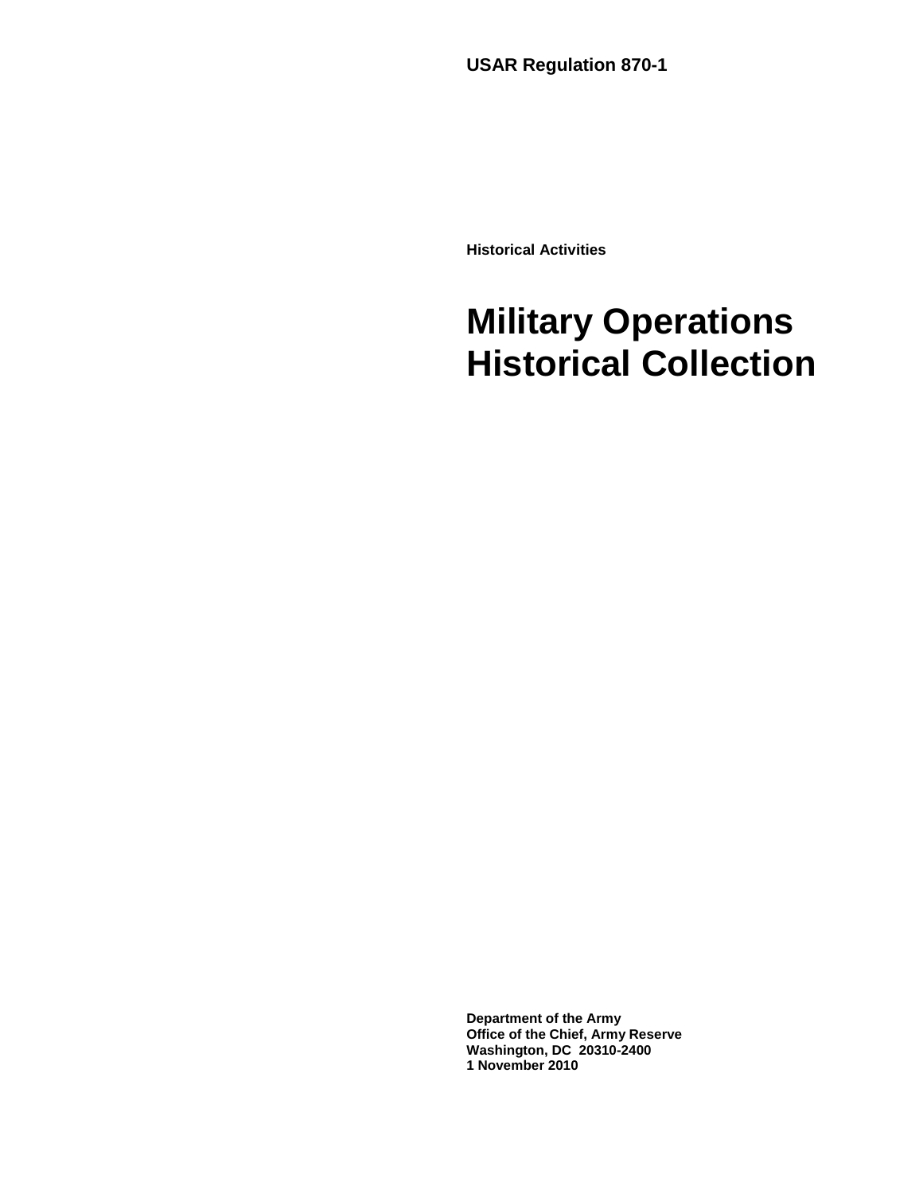**USAR Regulation 870-1**

**Historical Activities**

# Military Operations Historical Collection

**Department of the Army**
**Office of the Chief, Army Reserve**
**Washington, DC  20310-2400**
**1 November 2010**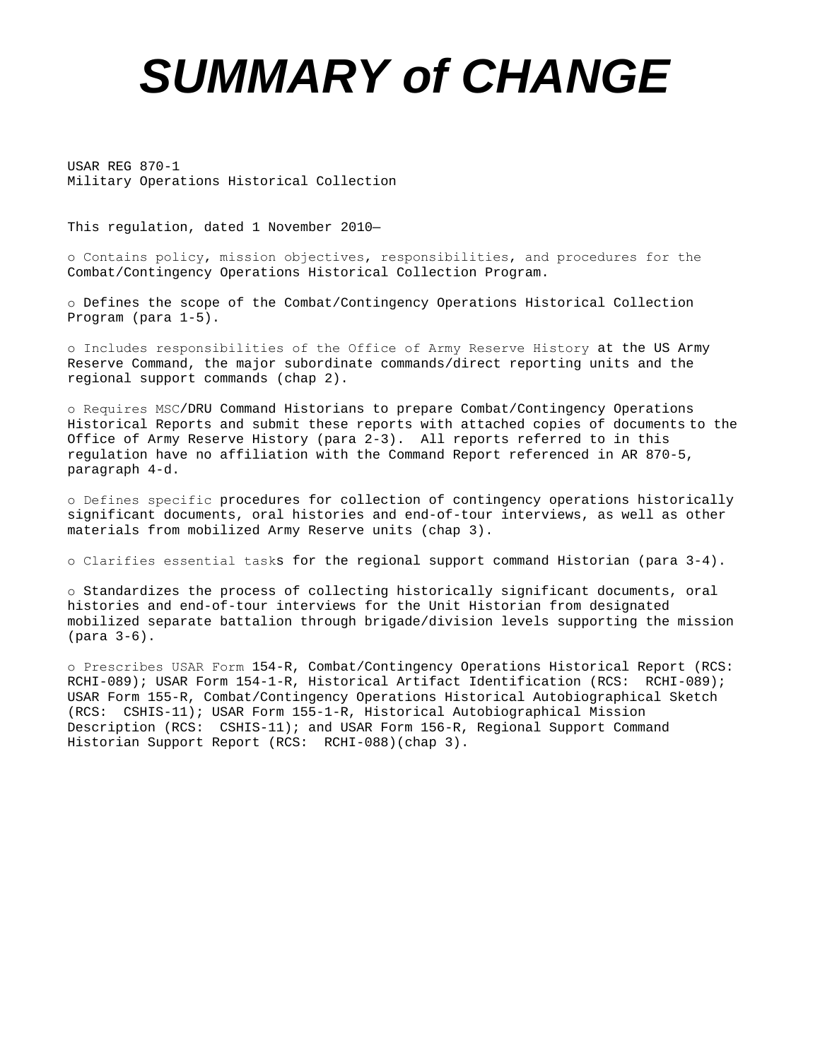# *SUMMARY of CHANGE*

USAR REG 870-1
Military Operations Historical Collection

This regulation, dated 1 November 2010—

o Contains policy, mission objectives, responsibilities, and procedures for the Combat/Contingency Operations Historical Collection Program.

o Defines the scope of the Combat/Contingency Operations Historical Collection Program (para 1-5).

o Includes responsibilities of the Office of Army Reserve History at the US Army Reserve Command, the major subordinate commands/direct reporting units and the regional support commands (chap 2).

o Requires MSC/DRU Command Historians to prepare Combat/Contingency Operations Historical Reports and submit these reports with attached copies of documents to the Office of Army Reserve History (para 2-3). All reports referred to in this regulation have no affiliation with the Command Report referenced in AR 870-5, paragraph 4-d.

o Defines specific procedures for collection of contingency operations historically significant documents, oral histories and end-of-tour interviews, as well as other materials from mobilized Army Reserve units (chap 3).

o Clarifies essential tasks for the regional support command Historian (para 3-4).

o Standardizes the process of collecting historically significant documents, oral histories and end-of-tour interviews for the Unit Historian from designated mobilized separate battalion through brigade/division levels supporting the mission (para 3-6).

o Prescribes USAR Form 154-R, Combat/Contingency Operations Historical Report (RCS: RCHI-089); USAR Form 154-1-R, Historical Artifact Identification (RCS: RCHI-089); USAR Form 155-R, Combat/Contingency Operations Historical Autobiographical Sketch (RCS: CSHIS-11); USAR Form 155-1-R, Historical Autobiographical Mission Description (RCS: CSHIS-11); and USAR Form 156-R, Regional Support Command Historian Support Report (RCS: RCHI-088)(chap 3).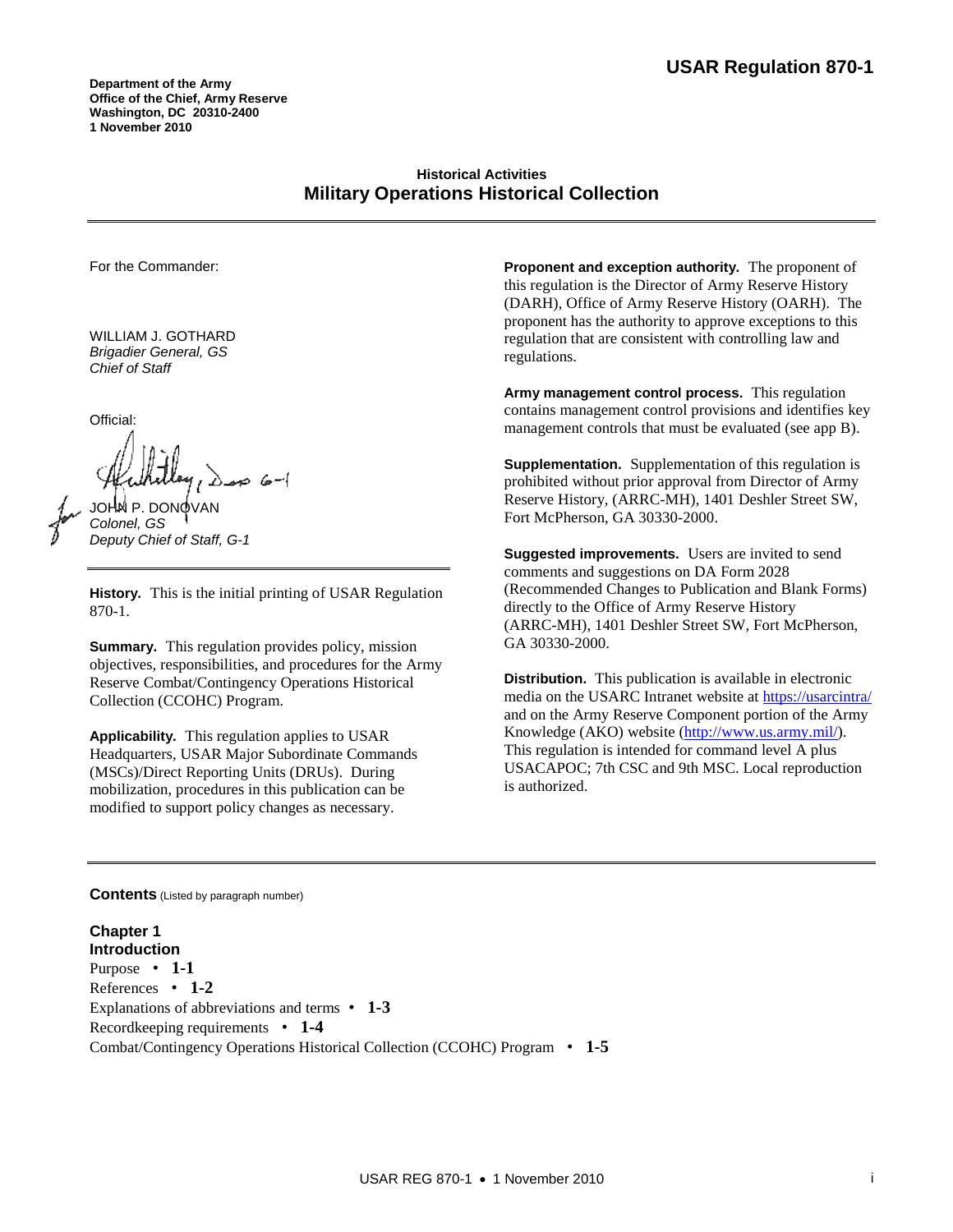**USAR Regulation 870-1**

**Department of the Army**
**Office of the Chief, Army Reserve**
**Washington, DC 20310-2400**
**1 November 2010**

**Historical Activities**

# Military Operations Historical Collection

For the Commander:

WILLIAM J. GOTHARD
*Brigadier General, GS*
*Chief of Staff*

Official:

JOHN P. DONOVAN
*Colonel, GS*
*Deputy Chief of Staff, G-1*

**History.** This is the initial printing of USAR Regulation 870-1.

**Summary.** This regulation provides policy, mission objectives, responsibilities, and procedures for the Army Reserve Combat/Contingency Operations Historical Collection (CCOHC) Program.

**Applicability.** This regulation applies to USAR Headquarters, USAR Major Subordinate Commands (MSCs)/Direct Reporting Units (DRUs). During mobilization, procedures in this publication can be modified to support policy changes as necessary.

**Proponent and exception authority.** The proponent of this regulation is the Director of Army Reserve History (DARH), Office of Army Reserve History (OARH). The proponent has the authority to approve exceptions to this regulation that are consistent with controlling law and regulations.

**Army management control process.** This regulation contains management control provisions and identifies key management controls that must be evaluated (see app B).

**Supplementation.** Supplementation of this regulation is prohibited without prior approval from Director of Army Reserve History, (ARRC-MH), 1401 Deshler Street SW, Fort McPherson, GA 30330-2000.

**Suggested improvements.** Users are invited to send comments and suggestions on DA Form 2028 (Recommended Changes to Publication and Blank Forms) directly to the Office of Army Reserve History (ARRC-MH), 1401 Deshler Street SW, Fort McPherson, GA 30330-2000.

**Distribution.** This publication is available in electronic media on the USARC Intranet website at https://usarcintra/ and on the Army Reserve Component portion of the Army Knowledge (AKO) website (http://www.us.army.mil/). This regulation is intended for command level A plus USACAPOC; 7th CSC and 9th MSC. Local reproduction is authorized.

**Contents** (Listed by paragraph number)

**Chapter 1**
**Introduction**
Purpose • **1-1**
References • **1-2**
Explanations of abbreviations and terms • **1-3**
Recordkeeping requirements • **1-4**
Combat/Contingency Operations Historical Collection (CCOHC) Program • **1-5**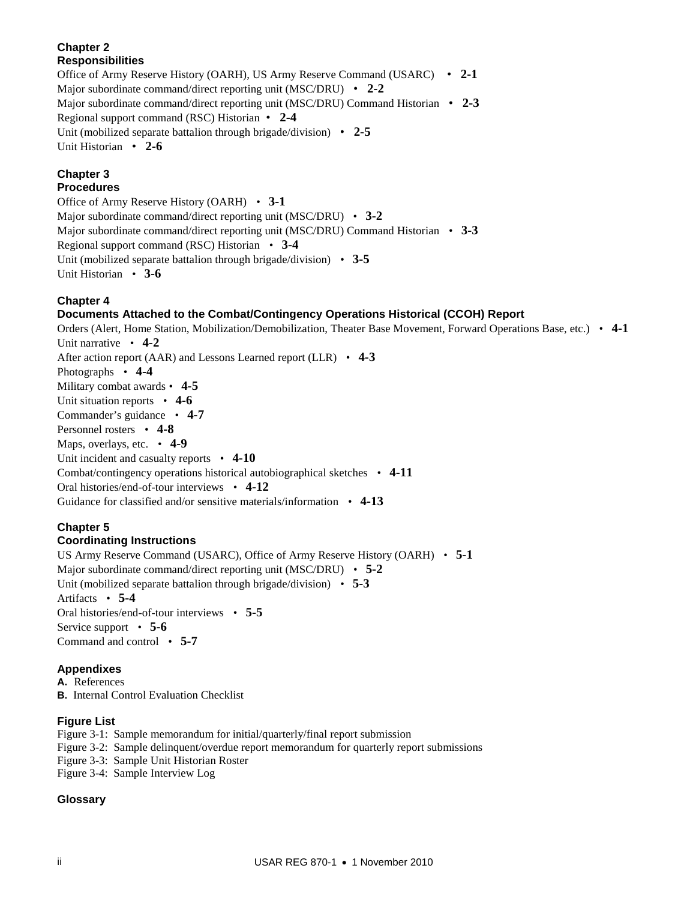**Chapter 2**
**Responsibilities**

Office of Army Reserve History (OARH), US Army Reserve Command (USARC) • **2-1**
Major subordinate command/direct reporting unit (MSC/DRU) • **2-2**
Major subordinate command/direct reporting unit (MSC/DRU) Command Historian • **2-3**
Regional support command (RSC) Historian • **2-4**
Unit (mobilized separate battalion through brigade/division) • **2-5**
Unit Historian • **2-6**

**Chapter 3**
**Procedures**

Office of Army Reserve History (OARH) • **3-1**
Major subordinate command/direct reporting unit (MSC/DRU) • **3-2**
Major subordinate command/direct reporting unit (MSC/DRU) Command Historian • **3-3**
Regional support command (RSC) Historian • **3-4**
Unit (mobilized separate battalion through brigade/division) • **3-5**
Unit Historian • **3-6**

**Chapter 4**
**Documents Attached to the Combat/Contingency Operations Historical (CCOH) Report**

Orders (Alert, Home Station, Mobilization/Demobilization, Theater Base Movement, Forward Operations Base, etc.) • **4-1**
Unit narrative • **4-2**
After action report (AAR) and Lessons Learned report (LLR) • **4-3**
Photographs • **4-4**
Military combat awards • **4-5**
Unit situation reports • **4-6**
Commander's guidance • **4-7**
Personnel rosters • **4-8**
Maps, overlays, etc. • **4-9**
Unit incident and casualty reports • **4-10**
Combat/contingency operations historical autobiographical sketches • **4-11**
Oral histories/end-of-tour interviews • **4-12**
Guidance for classified and/or sensitive materials/information • **4-13**

**Chapter 5**
**Coordinating Instructions**

US Army Reserve Command (USARC), Office of Army Reserve History (OARH) • **5-1**
Major subordinate command/direct reporting unit (MSC/DRU) • **5-2**
Unit (mobilized separate battalion through brigade/division) • **5-3**
Artifacts • **5-4**
Oral histories/end-of-tour interviews • **5-5**
Service support • **5-6**
Command and control • **5-7**

**Appendixes**

**A.** References
**B.** Internal Control Evaluation Checklist

**Figure List**

Figure 3-1: Sample memorandum for initial/quarterly/final report submission
Figure 3-2: Sample delinquent/overdue report memorandum for quarterly report submissions
Figure 3-3: Sample Unit Historian Roster
Figure 3-4: Sample Interview Log

**Glossary**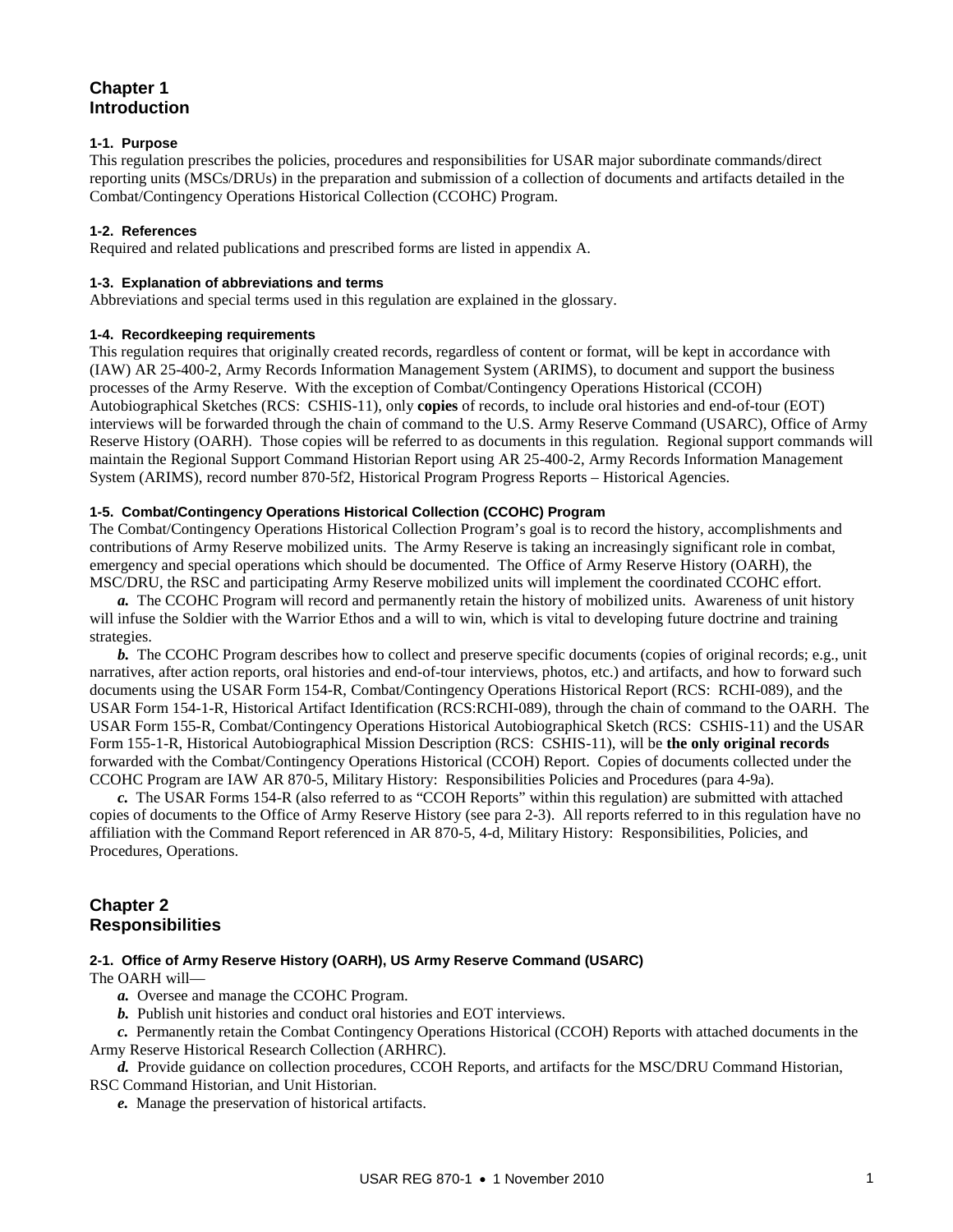# Chapter 1
# Introduction

### 1-1. Purpose

This regulation prescribes the policies, procedures and responsibilities for USAR major subordinate commands/direct reporting units (MSCs/DRUs) in the preparation and submission of a collection of documents and artifacts detailed in the Combat/Contingency Operations Historical Collection (CCOHC) Program.

### 1-2. References

Required and related publications and prescribed forms are listed in appendix A.

### 1-3. Explanation of abbreviations and terms

Abbreviations and special terms used in this regulation are explained in the glossary.

### 1-4. Recordkeeping requirements

This regulation requires that originally created records, regardless of content or format, will be kept in accordance with (IAW) AR 25-400-2, Army Records Information Management System (ARIMS), to document and support the business processes of the Army Reserve. With the exception of Combat/Contingency Operations Historical (CCOH) Autobiographical Sketches (RCS: CSHIS-11), only **copies** of records, to include oral histories and end-of-tour (EOT) interviews will be forwarded through the chain of command to the U.S. Army Reserve Command (USARC), Office of Army Reserve History (OARH). Those copies will be referred to as documents in this regulation. Regional support commands will maintain the Regional Support Command Historian Report using AR 25-400-2, Army Records Information Management System (ARIMS), record number 870-5f2, Historical Program Progress Reports – Historical Agencies.

### 1-5. Combat/Contingency Operations Historical Collection (CCOHC) Program

The Combat/Contingency Operations Historical Collection Program's goal is to record the history, accomplishments and contributions of Army Reserve mobilized units. The Army Reserve is taking an increasingly significant role in combat, emergency and special operations which should be documented. The Office of Army Reserve History (OARH), the MSC/DRU, the RSC and participating Army Reserve mobilized units will implement the coordinated CCOHC effort.

***a.*** The CCOHC Program will record and permanently retain the history of mobilized units. Awareness of unit history will infuse the Soldier with the Warrior Ethos and a will to win, which is vital to developing future doctrine and training strategies.

***b.*** The CCOHC Program describes how to collect and preserve specific documents (copies of original records; e.g., unit narratives, after action reports, oral histories and end-of-tour interviews, photos, etc.) and artifacts, and how to forward such documents using the USAR Form 154-R, Combat/Contingency Operations Historical Report (RCS: RCHI-089), and the USAR Form 154-1-R, Historical Artifact Identification (RCS:RCHI-089), through the chain of command to the OARH. The USAR Form 155-R, Combat/Contingency Operations Historical Autobiographical Sketch (RCS: CSHIS-11) and the USAR Form 155-1-R, Historical Autobiographical Mission Description (RCS: CSHIS-11), will be **the only original records** forwarded with the Combat/Contingency Operations Historical (CCOH) Report. Copies of documents collected under the CCOHC Program are IAW AR 870-5, Military History: Responsibilities Policies and Procedures (para 4-9a).

***c.*** The USAR Forms 154-R (also referred to as "CCOH Reports" within this regulation) are submitted with attached copies of documents to the Office of Army Reserve History (see para 2-3). All reports referred to in this regulation have no affiliation with the Command Report referenced in AR 870-5, 4-d, Military History: Responsibilities, Policies, and Procedures, Operations.

# Chapter 2
# Responsibilities

### 2-1. Office of Army Reserve History (OARH), US Army Reserve Command (USARC)

The OARH will—

***a.*** Oversee and manage the CCOHC Program.

***b.*** Publish unit histories and conduct oral histories and EOT interviews.

***c.*** Permanently retain the Combat Contingency Operations Historical (CCOH) Reports with attached documents in the Army Reserve Historical Research Collection (ARHRC).

***d.*** Provide guidance on collection procedures, CCOH Reports, and artifacts for the MSC/DRU Command Historian, RSC Command Historian, and Unit Historian.

***e.*** Manage the preservation of historical artifacts.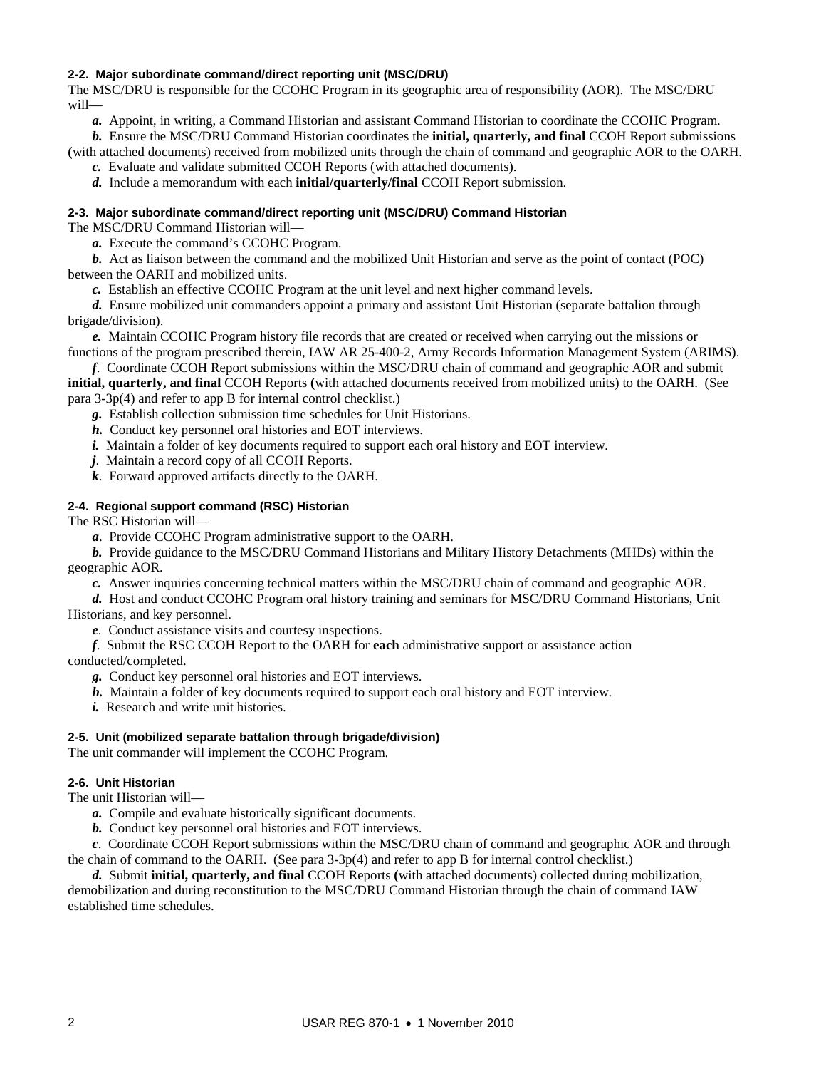**2-2. Major subordinate command/direct reporting unit (MSC/DRU)**

The MSC/DRU is responsible for the CCOHC Program in its geographic area of responsibility (AOR). The MSC/DRU will—

***a.*** Appoint, in writing, a Command Historian and assistant Command Historian to coordinate the CCOHC Program.

***b.*** Ensure the MSC/DRU Command Historian coordinates the **initial, quarterly, and final** CCOH Report submissions **(**with attached documents) received from mobilized units through the chain of command and geographic AOR to the OARH.

***c.*** Evaluate and validate submitted CCOH Reports (with attached documents).

***d.*** Include a memorandum with each **initial/quarterly/final** CCOH Report submission.

**2-3. Major subordinate command/direct reporting unit (MSC/DRU) Command Historian**

The MSC/DRU Command Historian will—

***a.*** Execute the command's CCOHC Program.

***b.*** Act as liaison between the command and the mobilized Unit Historian and serve as the point of contact (POC) between the OARH and mobilized units.

***c.*** Establish an effective CCOHC Program at the unit level and next higher command levels.

***d.*** Ensure mobilized unit commanders appoint a primary and assistant Unit Historian (separate battalion through brigade/division).

***e.*** Maintain CCOHC Program history file records that are created or received when carrying out the missions or functions of the program prescribed therein, IAW AR 25-400-2, Army Records Information Management System (ARIMS).

***f***. Coordinate CCOH Report submissions within the MSC/DRU chain of command and geographic AOR and submit **initial, quarterly, and final** CCOH Reports **(**with attached documents received from mobilized units) to the OARH. (See para 3-3p(4) and refer to app B for internal control checklist.)

***g.*** Establish collection submission time schedules for Unit Historians.

***h.*** Conduct key personnel oral histories and EOT interviews.

***i.*** Maintain a folder of key documents required to support each oral history and EOT interview.

***j***. Maintain a record copy of all CCOH Reports.

***k***. Forward approved artifacts directly to the OARH.

**2-4. Regional support command (RSC) Historian**

The RSC Historian will—

***a***. Provide CCOHC Program administrative support to the OARH.

***b.*** Provide guidance to the MSC/DRU Command Historians and Military History Detachments (MHDs) within the geographic AOR.

***c.*** Answer inquiries concerning technical matters within the MSC/DRU chain of command and geographic AOR.

***d.*** Host and conduct CCOHC Program oral history training and seminars for MSC/DRU Command Historians, Unit Historians, and key personnel.

***e***. Conduct assistance visits and courtesy inspections.

***f***. Submit the RSC CCOH Report to the OARH for **each** administrative support or assistance action conducted/completed.

***g.*** Conduct key personnel oral histories and EOT interviews.

***h.*** Maintain a folder of key documents required to support each oral history and EOT interview.

***i.*** Research and write unit histories.

**2-5. Unit (mobilized separate battalion through brigade/division)**

The unit commander will implement the CCOHC Program.

**2-6. Unit Historian**

The unit Historian will—

***a.*** Compile and evaluate historically significant documents.

***b.*** Conduct key personnel oral histories and EOT interviews.

***c***. Coordinate CCOH Report submissions within the MSC/DRU chain of command and geographic AOR and through the chain of command to the OARH. (See para 3-3p(4) and refer to app B for internal control checklist.)

***d.*** Submit **initial, quarterly, and final** CCOH Reports **(**with attached documents) collected during mobilization, demobilization and during reconstitution to the MSC/DRU Command Historian through the chain of command IAW established time schedules.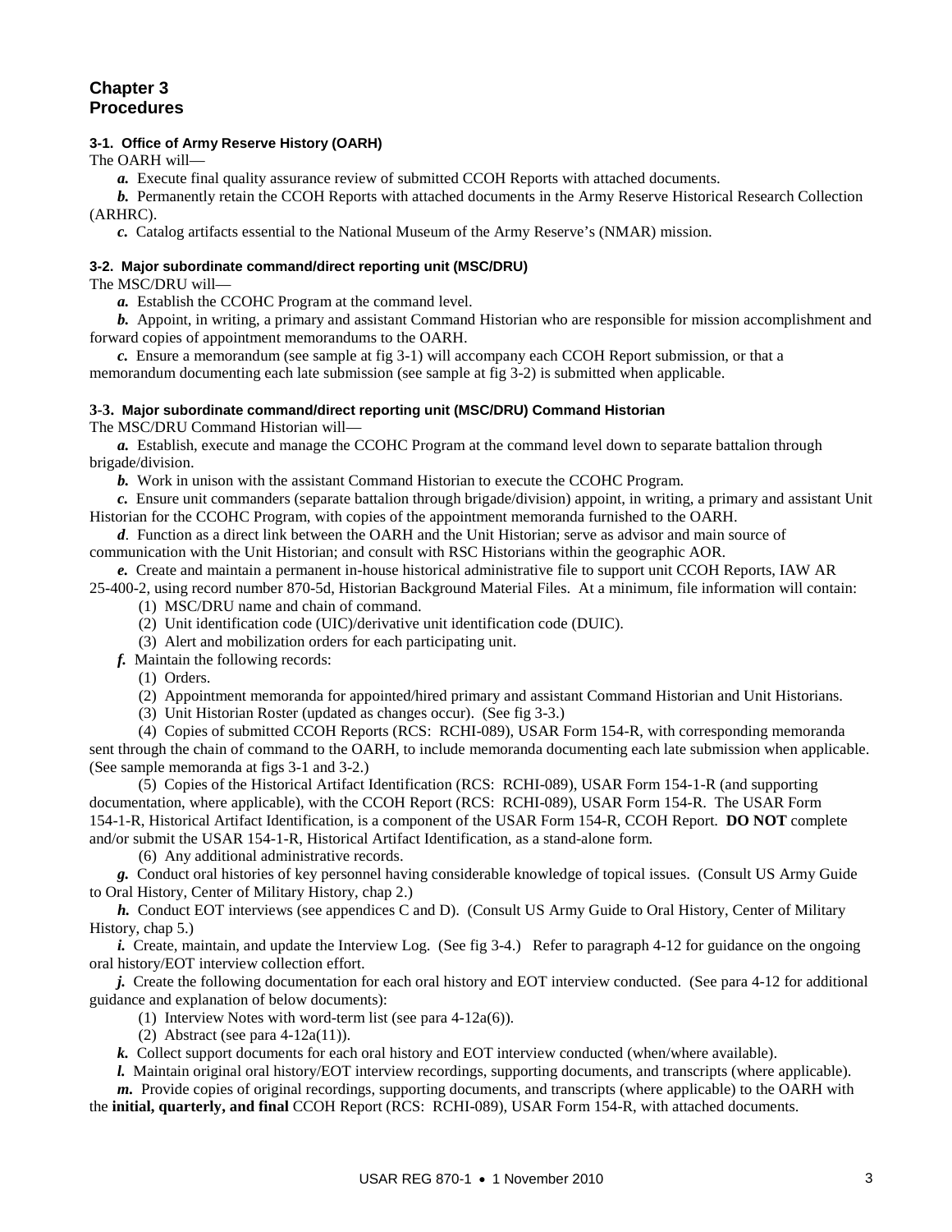# Chapter 3
# Procedures

### 3-1. Office of Army Reserve History (OARH)

The OARH will—

***a.*** Execute final quality assurance review of submitted CCOH Reports with attached documents.

***b.*** Permanently retain the CCOH Reports with attached documents in the Army Reserve Historical Research Collection (ARHRC).

***c.*** Catalog artifacts essential to the National Museum of the Army Reserve's (NMAR) mission.

### 3-2. Major subordinate command/direct reporting unit (MSC/DRU)

The MSC/DRU will—

***a.*** Establish the CCOHC Program at the command level.

***b.*** Appoint, in writing, a primary and assistant Command Historian who are responsible for mission accomplishment and forward copies of appointment memorandums to the OARH.

***c.*** Ensure a memorandum (see sample at fig 3-1) will accompany each CCOH Report submission, or that a memorandum documenting each late submission (see sample at fig 3-2) is submitted when applicable.

### 3-3. Major subordinate command/direct reporting unit (MSC/DRU) Command Historian

The MSC/DRU Command Historian will—

***a.*** Establish, execute and manage the CCOHC Program at the command level down to separate battalion through brigade/division.

***b.*** Work in unison with the assistant Command Historian to execute the CCOHC Program.

***c.*** Ensure unit commanders (separate battalion through brigade/division) appoint, in writing, a primary and assistant Unit Historian for the CCOHC Program, with copies of the appointment memoranda furnished to the OARH.

***d***. Function as a direct link between the OARH and the Unit Historian; serve as advisor and main source of communication with the Unit Historian; and consult with RSC Historians within the geographic AOR.

***e.*** Create and maintain a permanent in-house historical administrative file to support unit CCOH Reports, IAW AR 25-400-2, using record number 870-5d, Historian Background Material Files. At a minimum, file information will contain:

(1) MSC/DRU name and chain of command.

(2) Unit identification code (UIC)/derivative unit identification code (DUIC).

(3) Alert and mobilization orders for each participating unit.

***f.*** Maintain the following records:

(1) Orders.

(2) Appointment memoranda for appointed/hired primary and assistant Command Historian and Unit Historians.

(3) Unit Historian Roster (updated as changes occur). (See fig 3-3.)

(4) Copies of submitted CCOH Reports (RCS: RCHI-089), USAR Form 154-R, with corresponding memoranda sent through the chain of command to the OARH, to include memoranda documenting each late submission when applicable. (See sample memoranda at figs 3-1 and 3-2.)

(5) Copies of the Historical Artifact Identification (RCS: RCHI-089), USAR Form 154-1-R (and supporting documentation, where applicable), with the CCOH Report (RCS: RCHI-089), USAR Form 154-R. The USAR Form 154-1-R, Historical Artifact Identification, is a component of the USAR Form 154-R, CCOH Report. **DO NOT** complete and/or submit the USAR 154-1-R, Historical Artifact Identification, as a stand-alone form.

(6) Any additional administrative records.

***g.*** Conduct oral histories of key personnel having considerable knowledge of topical issues. (Consult US Army Guide to Oral History, Center of Military History, chap 2.)

***h.*** Conduct EOT interviews (see appendices C and D). (Consult US Army Guide to Oral History, Center of Military History, chap 5.)

***i.*** Create, maintain, and update the Interview Log. (See fig 3-4.) Refer to paragraph 4-12 for guidance on the ongoing oral history/EOT interview collection effort.

***j.*** Create the following documentation for each oral history and EOT interview conducted. (See para 4-12 for additional guidance and explanation of below documents):

(1) Interview Notes with word-term list (see para 4-12a(6)).

(2) Abstract (see para 4-12a(11)).

***k.*** Collect support documents for each oral history and EOT interview conducted (when/where available).

***l.*** Maintain original oral history/EOT interview recordings, supporting documents, and transcripts (where applicable).

***m.*** Provide copies of original recordings, supporting documents, and transcripts (where applicable) to the OARH with the **initial, quarterly, and final** CCOH Report (RCS: RCHI-089), USAR Form 154-R, with attached documents.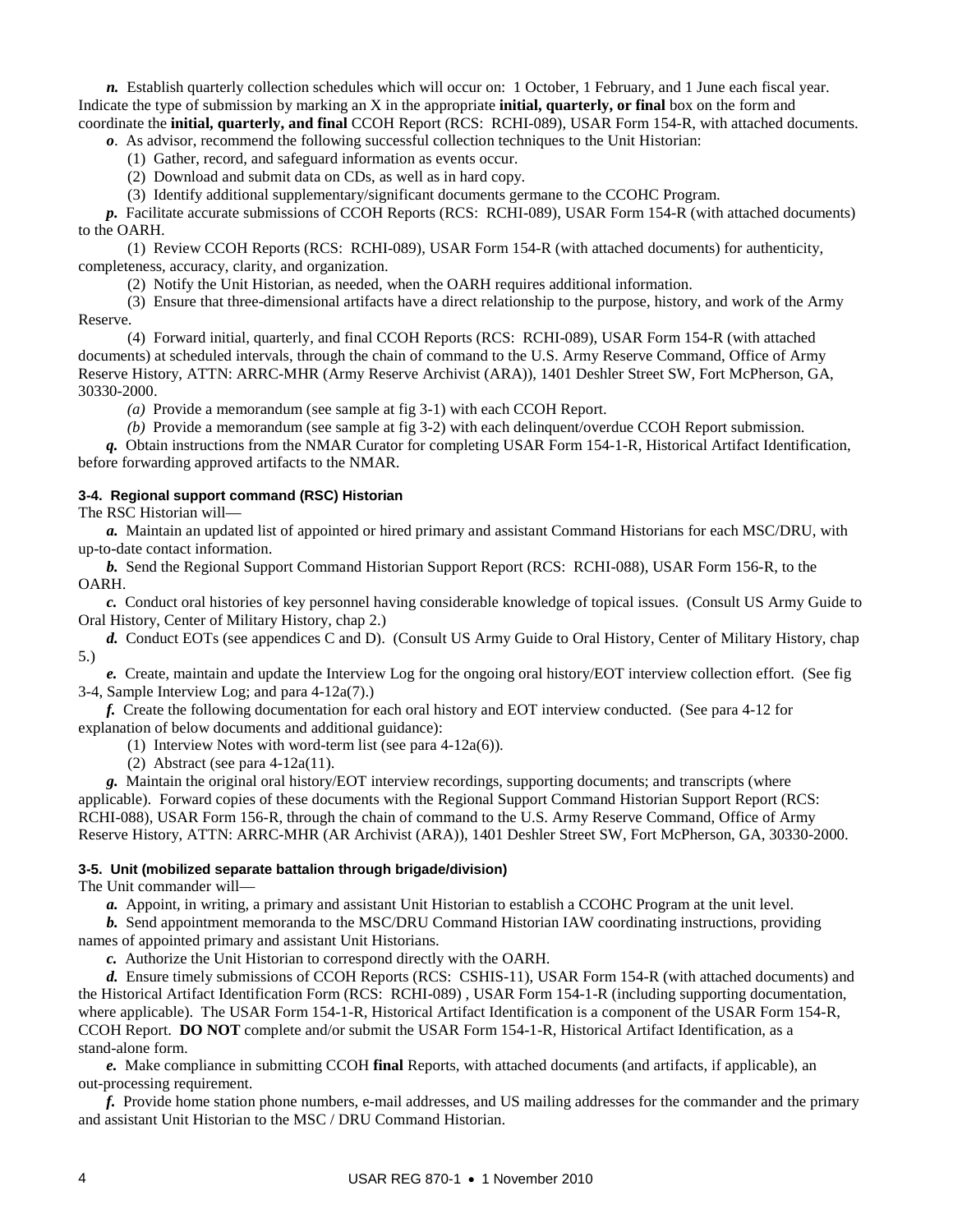***n.*** Establish quarterly collection schedules which will occur on: 1 October, 1 February, and 1 June each fiscal year. Indicate the type of submission by marking an X in the appropriate **initial, quarterly, or final** box on the form and coordinate the **initial, quarterly, and final** CCOH Report (RCS: RCHI-089), USAR Form 154-R, with attached documents.

***o***. As advisor, recommend the following successful collection techniques to the Unit Historian:

(1) Gather, record, and safeguard information as events occur.

(2) Download and submit data on CDs, as well as in hard copy.

(3) Identify additional supplementary/significant documents germane to the CCOHC Program.

***p.*** Facilitate accurate submissions of CCOH Reports (RCS: RCHI-089), USAR Form 154-R (with attached documents) to the OARH.

(1) Review CCOH Reports (RCS: RCHI-089), USAR Form 154-R (with attached documents) for authenticity, completeness, accuracy, clarity, and organization.

(2) Notify the Unit Historian, as needed, when the OARH requires additional information.

(3) Ensure that three-dimensional artifacts have a direct relationship to the purpose, history, and work of the Army Reserve.

(4) Forward initial, quarterly, and final CCOH Reports (RCS: RCHI-089), USAR Form 154-R (with attached documents) at scheduled intervals, through the chain of command to the U.S. Army Reserve Command, Office of Army Reserve History, ATTN: ARRC-MHR (Army Reserve Archivist (ARA)), 1401 Deshler Street SW, Fort McPherson, GA, 30330-2000.

*(a)* Provide a memorandum (see sample at fig 3-1) with each CCOH Report.

*(b)* Provide a memorandum (see sample at fig 3-2) with each delinquent/overdue CCOH Report submission.

***q.*** Obtain instructions from the NMAR Curator for completing USAR Form 154-1-R, Historical Artifact Identification, before forwarding approved artifacts to the NMAR.

### 3-4. Regional support command (RSC) Historian

The RSC Historian will—

***a.*** Maintain an updated list of appointed or hired primary and assistant Command Historians for each MSC/DRU, with up-to-date contact information.

***b.*** Send the Regional Support Command Historian Support Report (RCS: RCHI-088), USAR Form 156-R, to the OARH.

***c.*** Conduct oral histories of key personnel having considerable knowledge of topical issues. (Consult US Army Guide to Oral History, Center of Military History, chap 2.)

***d.*** Conduct EOTs (see appendices C and D). (Consult US Army Guide to Oral History, Center of Military History, chap 5.)

***e.*** Create, maintain and update the Interview Log for the ongoing oral history/EOT interview collection effort. (See fig 3-4, Sample Interview Log; and para 4-12a(7).)

***f.*** Create the following documentation for each oral history and EOT interview conducted. (See para 4-12 for explanation of below documents and additional guidance):

(1) Interview Notes with word-term list (see para 4-12a(6)).

(2) Abstract (see para 4-12a(11).

***g.*** Maintain the original oral history/EOT interview recordings, supporting documents; and transcripts (where applicable). Forward copies of these documents with the Regional Support Command Historian Support Report (RCS: RCHI-088), USAR Form 156-R, through the chain of command to the U.S. Army Reserve Command, Office of Army Reserve History, ATTN: ARRC-MHR (AR Archivist (ARA)), 1401 Deshler Street SW, Fort McPherson, GA, 30330-2000.

### 3-5. Unit (mobilized separate battalion through brigade/division)

The Unit commander will—

***a.*** Appoint, in writing, a primary and assistant Unit Historian to establish a CCOHC Program at the unit level.

***b.*** Send appointment memoranda to the MSC/DRU Command Historian IAW coordinating instructions, providing names of appointed primary and assistant Unit Historians.

***c.*** Authorize the Unit Historian to correspond directly with the OARH.

***d.*** Ensure timely submissions of CCOH Reports (RCS: CSHIS-11), USAR Form 154-R (with attached documents) and the Historical Artifact Identification Form (RCS: RCHI-089) , USAR Form 154-1-R (including supporting documentation, where applicable). The USAR Form 154-1-R, Historical Artifact Identification is a component of the USAR Form 154-R, CCOH Report. **DO NOT** complete and/or submit the USAR Form 154-1-R, Historical Artifact Identification, as a stand-alone form.

***e.*** Make compliance in submitting CCOH **final** Reports, with attached documents (and artifacts, if applicable), an out-processing requirement.

***f.*** Provide home station phone numbers, e-mail addresses, and US mailing addresses for the commander and the primary and assistant Unit Historian to the MSC / DRU Command Historian.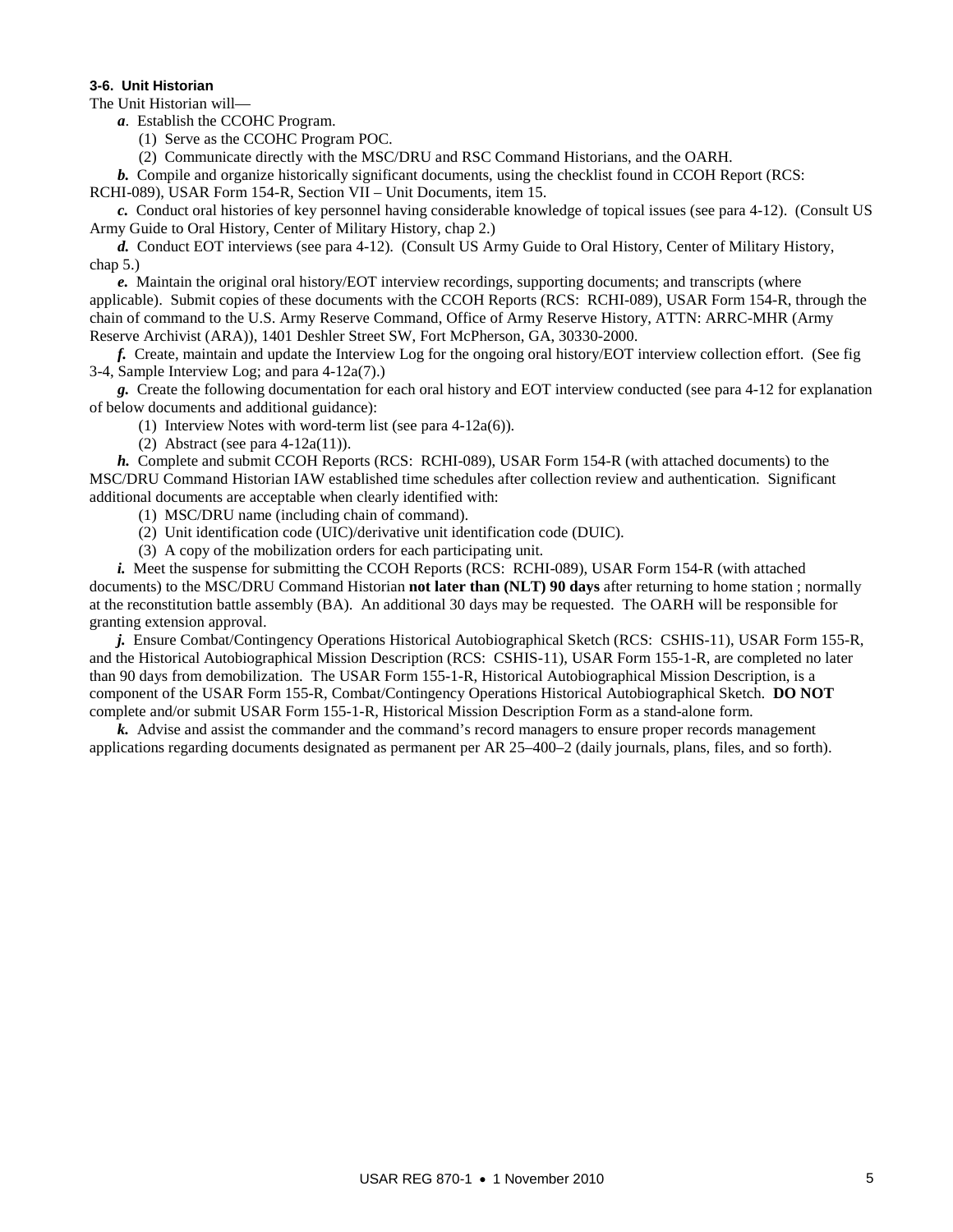#### 3-6. Unit Historian

The Unit Historian will—

***a***. Establish the CCOHC Program.

(1) Serve as the CCOHC Program POC.

(2) Communicate directly with the MSC/DRU and RSC Command Historians, and the OARH.

***b.*** Compile and organize historically significant documents, using the checklist found in CCOH Report (RCS: RCHI-089), USAR Form 154-R, Section VII – Unit Documents, item 15.

***c.*** Conduct oral histories of key personnel having considerable knowledge of topical issues (see para 4-12). (Consult US Army Guide to Oral History, Center of Military History, chap 2.)

***d.*** Conduct EOT interviews (see para 4-12). (Consult US Army Guide to Oral History, Center of Military History, chap 5.)

***e.*** Maintain the original oral history/EOT interview recordings, supporting documents; and transcripts (where applicable). Submit copies of these documents with the CCOH Reports (RCS: RCHI-089), USAR Form 154-R, through the chain of command to the U.S. Army Reserve Command, Office of Army Reserve History, ATTN: ARRC-MHR (Army Reserve Archivist (ARA)), 1401 Deshler Street SW, Fort McPherson, GA, 30330-2000.

***f.*** Create, maintain and update the Interview Log for the ongoing oral history/EOT interview collection effort. (See fig 3-4, Sample Interview Log; and para 4-12a(7).)

***g.*** Create the following documentation for each oral history and EOT interview conducted (see para 4-12 for explanation of below documents and additional guidance):

(1) Interview Notes with word-term list (see para 4-12a(6)).

(2) Abstract (see para 4-12a(11)).

***h.*** Complete and submit CCOH Reports (RCS: RCHI-089), USAR Form 154-R (with attached documents) to the MSC/DRU Command Historian IAW established time schedules after collection review and authentication. Significant additional documents are acceptable when clearly identified with:

(1) MSC/DRU name (including chain of command).

(2) Unit identification code (UIC)/derivative unit identification code (DUIC).

(3) A copy of the mobilization orders for each participating unit.

***i.*** Meet the suspense for submitting the CCOH Reports (RCS: RCHI-089), USAR Form 154-R (with attached documents) to the MSC/DRU Command Historian **not later than (NLT) 90 days** after returning to home station ; normally at the reconstitution battle assembly (BA). An additional 30 days may be requested. The OARH will be responsible for granting extension approval.

***j.*** Ensure Combat/Contingency Operations Historical Autobiographical Sketch (RCS: CSHIS-11), USAR Form 155-R, and the Historical Autobiographical Mission Description (RCS: CSHIS-11), USAR Form 155-1-R, are completed no later than 90 days from demobilization. The USAR Form 155-1-R, Historical Autobiographical Mission Description, is a component of the USAR Form 155-R, Combat/Contingency Operations Historical Autobiographical Sketch. **DO NOT** complete and/or submit USAR Form 155-1-R, Historical Mission Description Form as a stand-alone form.

***k.*** Advise and assist the commander and the command's record managers to ensure proper records management applications regarding documents designated as permanent per AR 25–400–2 (daily journals, plans, files, and so forth).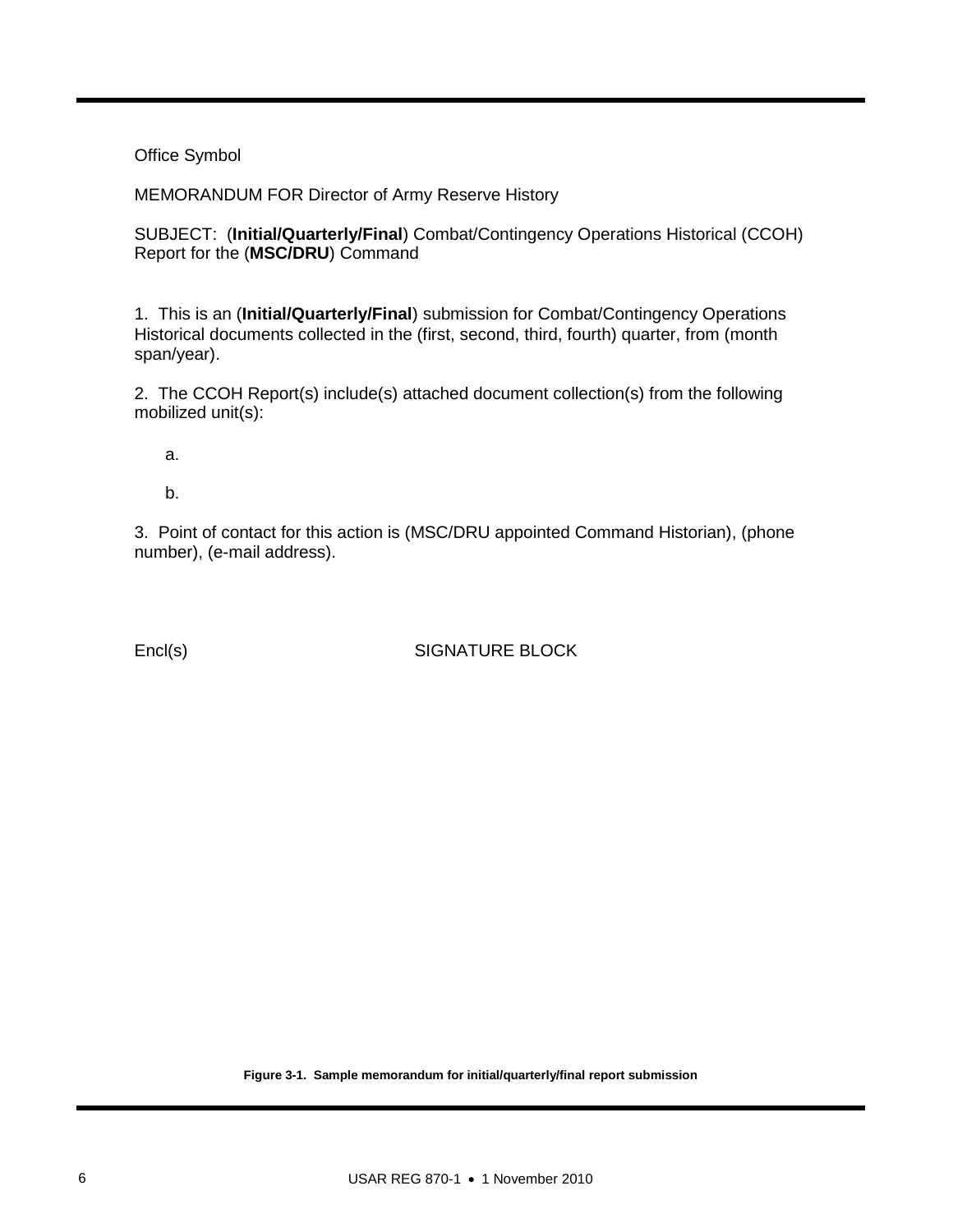Office Symbol

MEMORANDUM FOR Director of Army Reserve History

SUBJECT: (**Initial/Quarterly/Final**) Combat/Contingency Operations Historical (CCOH) Report for the (**MSC/DRU**) Command

1. This is an (**Initial/Quarterly/Final**) submission for Combat/Contingency Operations Historical documents collected in the (first, second, third, fourth) quarter, from (month span/year).

2. The CCOH Report(s) include(s) attached document collection(s) from the following mobilized unit(s):

   a.

   b.

3. Point of contact for this action is (MSC/DRU appointed Command Historian), (phone number), (e-mail address).

Encl(s) SIGNATURE BLOCK

**Figure 3-1. Sample memorandum for initial/quarterly/final report submission**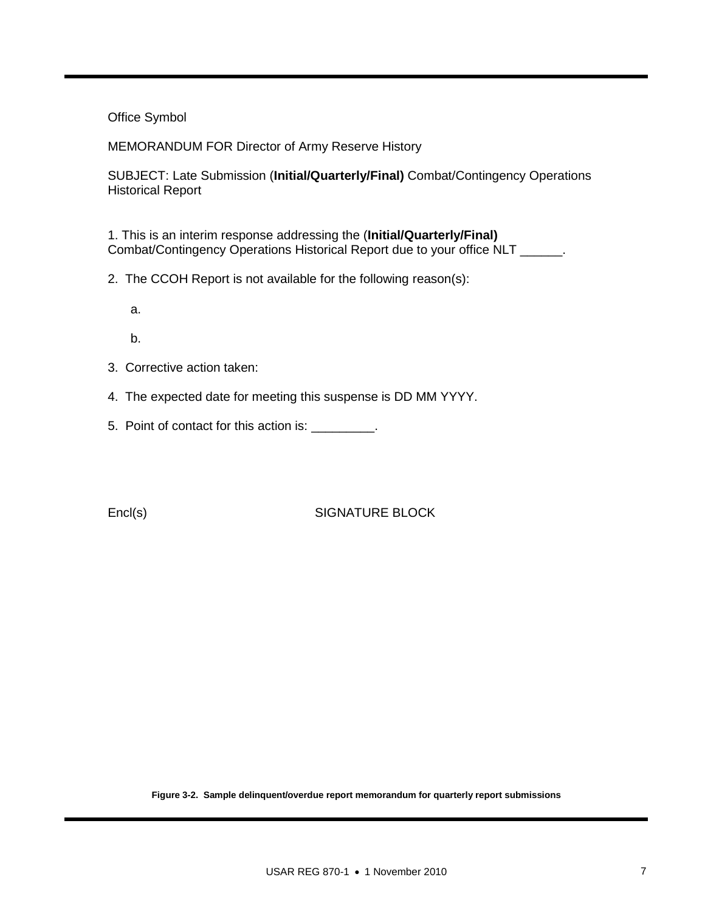Office Symbol

MEMORANDUM FOR Director of Army Reserve History

SUBJECT: Late Submission (**Initial/Quarterly/Final)** Combat/Contingency Operations Historical Report

1. This is an interim response addressing the (**Initial/Quarterly/Final)** Combat/Contingency Operations Historical Report due to your office NLT ______.

2. The CCOH Report is not available for the following reason(s):

   a.

   b.

3. Corrective action taken:

4. The expected date for meeting this suspense is DD MM YYYY.

5. Point of contact for this action is: _________.

Encl(s)                                 SIGNATURE BLOCK

**Figure 3-2. Sample delinquent/overdue report memorandum for quarterly report submissions**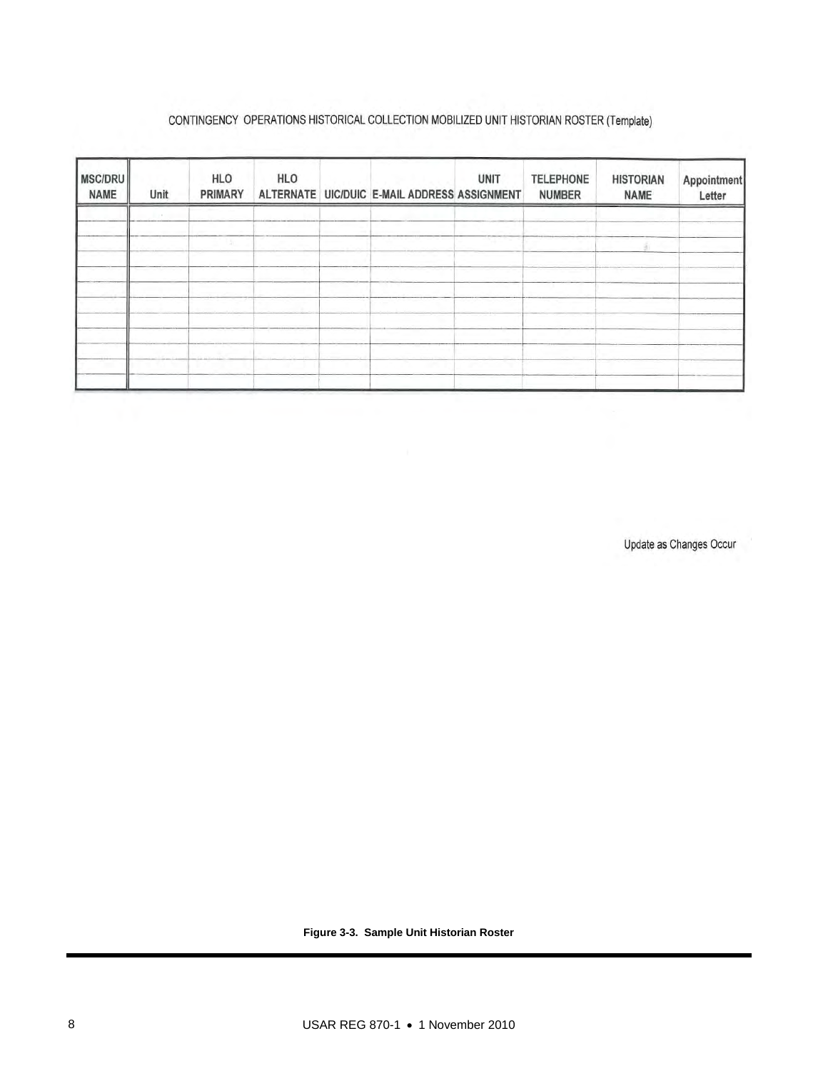CONTINGENCY OPERATIONS HISTORICAL COLLECTION MOBILIZED UNIT HISTORIAN ROSTER (Template)

| MSC/DRU NAME | Unit | HLO PRIMARY | HLO ALTERNATE | UIC/DUIC | E-MAIL ADDRESS | UNIT ASSIGNMENT | TELEPHONE NUMBER | HISTORIAN NAME | Appointment Letter |
|---|---|---|---|---|---|---|---|---|---|
| | | | | | | | | | |
| | | | | | | | | | |
| | | | | | | | | | |
| | | | | | | | | | |
| | | | | | | | | | |
| | | | | | | | | | |
| | | | | | | | | | |
| | | | | | | | | | |
| | | | | | | | | | |
| | | | | | | | | | |
| | | | | | | | | | |
| | | | | | | | | | |

Update as Changes Occur

**Figure 3-3. Sample Unit Historian Roster**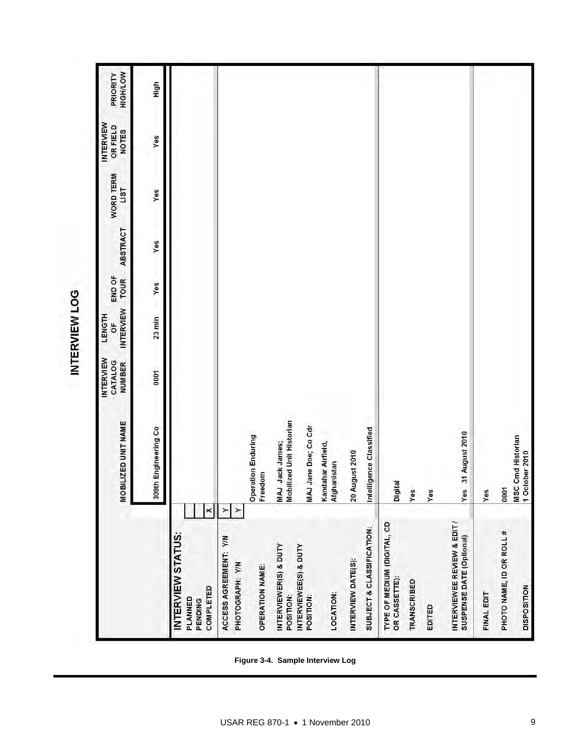# INTERVIEW LOG

| MOBILIZED UNIT NAME | INTERVIEW CATALOG NUMBER | LENGTH OF INTERVIEW | END OF TOUR | ABSTRACT | WORD TERM LIST | INTERVIEW OR FIELD NOTES | PRIORITY HIGH/LOW |
|---|---|---|---|---|---|---|---|
| 309th Engineering Co | 0001 | 23 min | Yes | Yes | Yes | Yes | High |

| INTERVIEW STATUS: | | |
|---|---|---|
| PLANNED | | |
| PENDING | | |
| COMPLETED | X | |
| ACCESS AGREEMENT: Y/N | Y | |
| PHOTOGRAPH: Y/N | Y | |
| OPERATION NAME: | | Operation Enduring Freedom |
| INTERVIEWER(S) & DUTY POSITION: | | MAJ Jack James; Mobilized Unit Historian |
| INTERVIEWEE(S) & DUTY POSITION: | | MAJ Jane Doe; Co Cdr |
| LOCATION: | | Kandahar Airfield, Afghanistan |
| INTERVIEW DATE(S): | | 20 August 2010 |
| SUBJECT & CLASSIFICATION: | | Intelligence Classified |
| TYPE OF MEDIUM (DIGITAL, CD OR CASSETTE): | | Digital |
| TRANSCRIBED | | Yes |
| EDITED | | Yes |
| INTERVIEWEE REVIEW & EDIT / SUSPENSE DATE (Optional) | | Yes 31 August 2010 |
| FINAL EDIT | | Yes |
| PHOTO NAME, ID OR ROLL # | | 0001 |
| DISPOSITION | | MSC Cmd Historian 1 October 2010 |

**Figure 3-4. Sample Interview Log**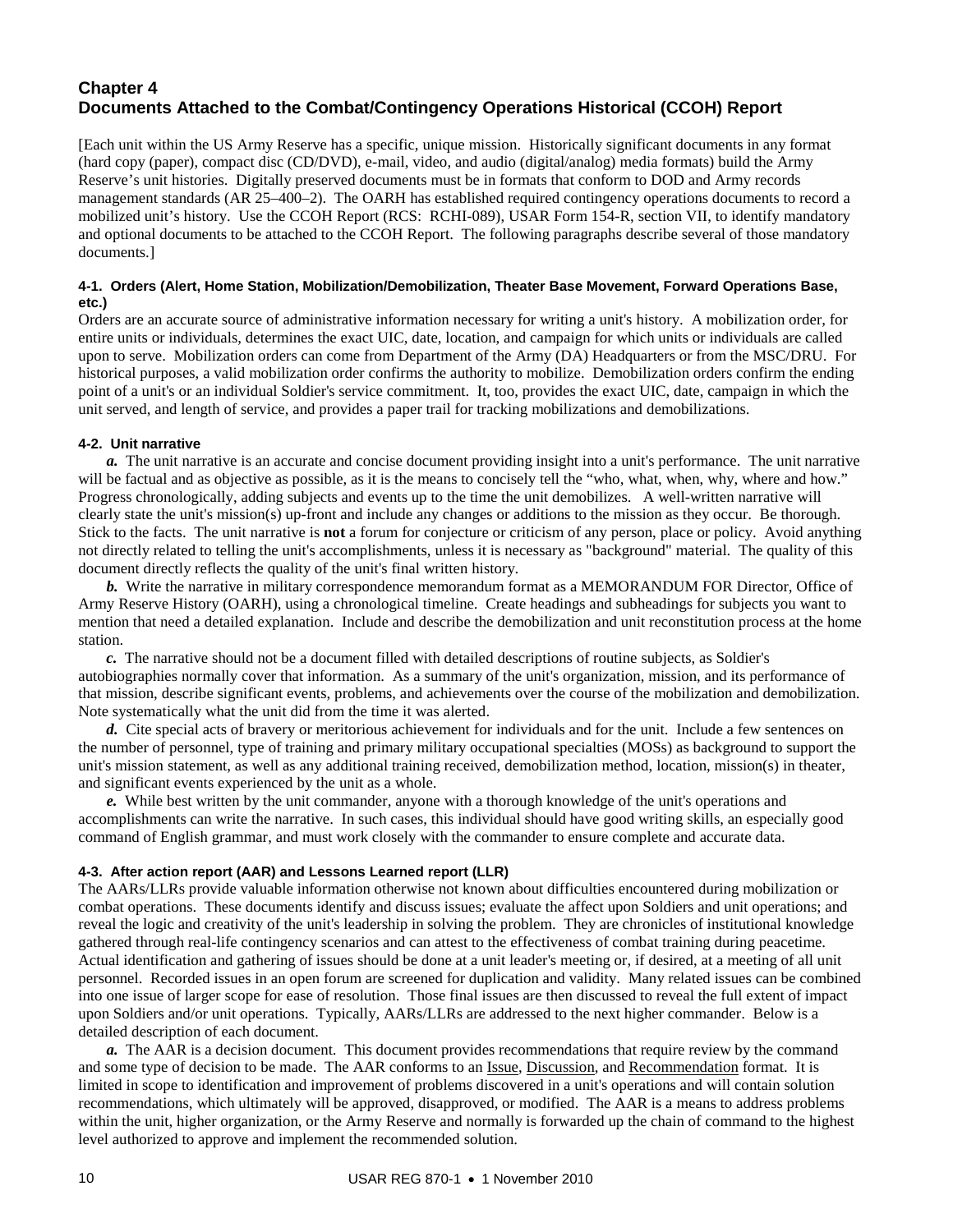# Chapter 4
# Documents Attached to the Combat/Contingency Operations Historical (CCOH) Report

[Each unit within the US Army Reserve has a specific, unique mission. Historically significant documents in any format (hard copy (paper), compact disc (CD/DVD), e-mail, video, and audio (digital/analog) media formats) build the Army Reserve's unit histories. Digitally preserved documents must be in formats that conform to DOD and Army records management standards (AR 25–400–2). The OARH has established required contingency operations documents to record a mobilized unit's history. Use the CCOH Report (RCS: RCHI-089), USAR Form 154-R, section VII, to identify mandatory and optional documents to be attached to the CCOH Report. The following paragraphs describe several of those mandatory documents.]

#### 4-1. Orders (Alert, Home Station, Mobilization/Demobilization, Theater Base Movement, Forward Operations Base, etc.)

Orders are an accurate source of administrative information necessary for writing a unit's history. A mobilization order, for entire units or individuals, determines the exact UIC, date, location, and campaign for which units or individuals are called upon to serve. Mobilization orders can come from Department of the Army (DA) Headquarters or from the MSC/DRU. For historical purposes, a valid mobilization order confirms the authority to mobilize. Demobilization orders confirm the ending point of a unit's or an individual Soldier's service commitment. It, too, provides the exact UIC, date, campaign in which the unit served, and length of service, and provides a paper trail for tracking mobilizations and demobilizations.

#### 4-2. Unit narrative

***a.*** The unit narrative is an accurate and concise document providing insight into a unit's performance. The unit narrative will be factual and as objective as possible, as it is the means to concisely tell the "who, what, when, why, where and how." Progress chronologically, adding subjects and events up to the time the unit demobilizes. A well-written narrative will clearly state the unit's mission(s) up-front and include any changes or additions to the mission as they occur. Be thorough. Stick to the facts. The unit narrative is **not** a forum for conjecture or criticism of any person, place or policy. Avoid anything not directly related to telling the unit's accomplishments, unless it is necessary as "background" material. The quality of this document directly reflects the quality of the unit's final written history.

***b.*** Write the narrative in military correspondence memorandum format as a MEMORANDUM FOR Director, Office of Army Reserve History (OARH), using a chronological timeline. Create headings and subheadings for subjects you want to mention that need a detailed explanation. Include and describe the demobilization and unit reconstitution process at the home station.

***c.*** The narrative should not be a document filled with detailed descriptions of routine subjects, as Soldier's autobiographies normally cover that information. As a summary of the unit's organization, mission, and its performance of that mission, describe significant events, problems, and achievements over the course of the mobilization and demobilization. Note systematically what the unit did from the time it was alerted.

***d.*** Cite special acts of bravery or meritorious achievement for individuals and for the unit. Include a few sentences on the number of personnel, type of training and primary military occupational specialties (MOSs) as background to support the unit's mission statement, as well as any additional training received, demobilization method, location, mission(s) in theater, and significant events experienced by the unit as a whole.

***e.*** While best written by the unit commander, anyone with a thorough knowledge of the unit's operations and accomplishments can write the narrative. In such cases, this individual should have good writing skills, an especially good command of English grammar, and must work closely with the commander to ensure complete and accurate data.

#### 4-3. After action report (AAR) and Lessons Learned report (LLR)

The AARs/LLRs provide valuable information otherwise not known about difficulties encountered during mobilization or combat operations. These documents identify and discuss issues; evaluate the affect upon Soldiers and unit operations; and reveal the logic and creativity of the unit's leadership in solving the problem. They are chronicles of institutional knowledge gathered through real-life contingency scenarios and can attest to the effectiveness of combat training during peacetime. Actual identification and gathering of issues should be done at a unit leader's meeting or, if desired, at a meeting of all unit personnel. Recorded issues in an open forum are screened for duplication and validity. Many related issues can be combined into one issue of larger scope for ease of resolution. Those final issues are then discussed to reveal the full extent of impact upon Soldiers and/or unit operations. Typically, AARs/LLRs are addressed to the next higher commander. Below is a detailed description of each document.

***a.*** The AAR is a decision document. This document provides recommendations that require review by the command and some type of decision to be made. The AAR conforms to an Issue, Discussion, and Recommendation format. It is limited in scope to identification and improvement of problems discovered in a unit's operations and will contain solution recommendations, which ultimately will be approved, disapproved, or modified. The AAR is a means to address problems within the unit, higher organization, or the Army Reserve and normally is forwarded up the chain of command to the highest level authorized to approve and implement the recommended solution.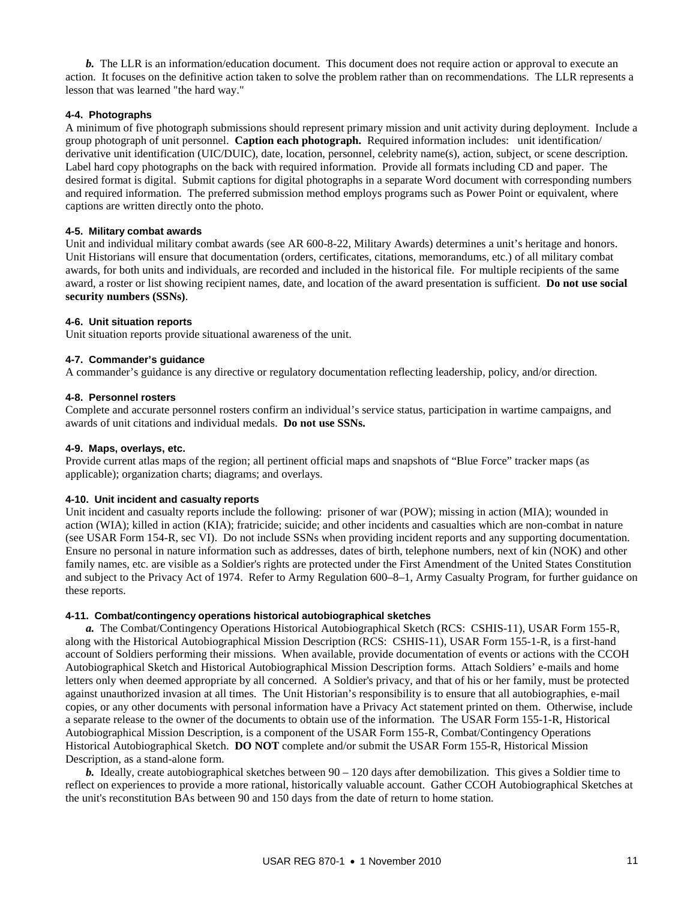***b.*** The LLR is an information/education document. This document does not require action or approval to execute an action. It focuses on the definitive action taken to solve the problem rather than on recommendations. The LLR represents a lesson that was learned "the hard way."

#### 4-4. Photographs

A minimum of five photograph submissions should represent primary mission and unit activity during deployment. Include a group photograph of unit personnel. **Caption each photograph.** Required information includes: unit identification/ derivative unit identification (UIC/DUIC), date, location, personnel, celebrity name(s), action, subject, or scene description. Label hard copy photographs on the back with required information. Provide all formats including CD and paper. The desired format is digital. Submit captions for digital photographs in a separate Word document with corresponding numbers and required information. The preferred submission method employs programs such as Power Point or equivalent, where captions are written directly onto the photo.

#### 4-5. Military combat awards

Unit and individual military combat awards (see AR 600-8-22, Military Awards) determines a unit's heritage and honors. Unit Historians will ensure that documentation (orders, certificates, citations, memorandums, etc.) of all military combat awards, for both units and individuals, are recorded and included in the historical file. For multiple recipients of the same award, a roster or list showing recipient names, date, and location of the award presentation is sufficient. **Do not use social security numbers (SSNs)**.

#### 4-6. Unit situation reports

Unit situation reports provide situational awareness of the unit.

#### 4-7. Commander's guidance

A commander's guidance is any directive or regulatory documentation reflecting leadership, policy, and/or direction.

#### 4-8. Personnel rosters

Complete and accurate personnel rosters confirm an individual's service status, participation in wartime campaigns, and awards of unit citations and individual medals. **Do not use SSNs.**

#### 4-9. Maps, overlays, etc.

Provide current atlas maps of the region; all pertinent official maps and snapshots of "Blue Force" tracker maps (as applicable); organization charts; diagrams; and overlays.

#### 4-10. Unit incident and casualty reports

Unit incident and casualty reports include the following: prisoner of war (POW); missing in action (MIA); wounded in action (WIA); killed in action (KIA); fratricide; suicide; and other incidents and casualties which are non-combat in nature (see USAR Form 154-R, sec VI). Do not include SSNs when providing incident reports and any supporting documentation. Ensure no personal in nature information such as addresses, dates of birth, telephone numbers, next of kin (NOK) and other family names, etc. are visible as a Soldier's rights are protected under the First Amendment of the United States Constitution and subject to the Privacy Act of 1974. Refer to Army Regulation 600–8–1, Army Casualty Program, for further guidance on these reports.

#### 4-11. Combat/contingency operations historical autobiographical sketches

***a.*** The Combat/Contingency Operations Historical Autobiographical Sketch (RCS: CSHIS-11), USAR Form 155-R, along with the Historical Autobiographical Mission Description (RCS: CSHIS-11), USAR Form 155-1-R, is a first-hand account of Soldiers performing their missions. When available, provide documentation of events or actions with the CCOH Autobiographical Sketch and Historical Autobiographical Mission Description forms. Attach Soldiers' e-mails and home letters only when deemed appropriate by all concerned. A Soldier's privacy, and that of his or her family, must be protected against unauthorized invasion at all times. The Unit Historian's responsibility is to ensure that all autobiographies, e-mail copies, or any other documents with personal information have a Privacy Act statement printed on them. Otherwise, include a separate release to the owner of the documents to obtain use of the information. The USAR Form 155-1-R, Historical Autobiographical Mission Description, is a component of the USAR Form 155-R, Combat/Contingency Operations Historical Autobiographical Sketch. **DO NOT** complete and/or submit the USAR Form 155-R, Historical Mission Description, as a stand-alone form.

***b.*** Ideally, create autobiographical sketches between 90 – 120 days after demobilization. This gives a Soldier time to reflect on experiences to provide a more rational, historically valuable account. Gather CCOH Autobiographical Sketches at the unit's reconstitution BAs between 90 and 150 days from the date of return to home station.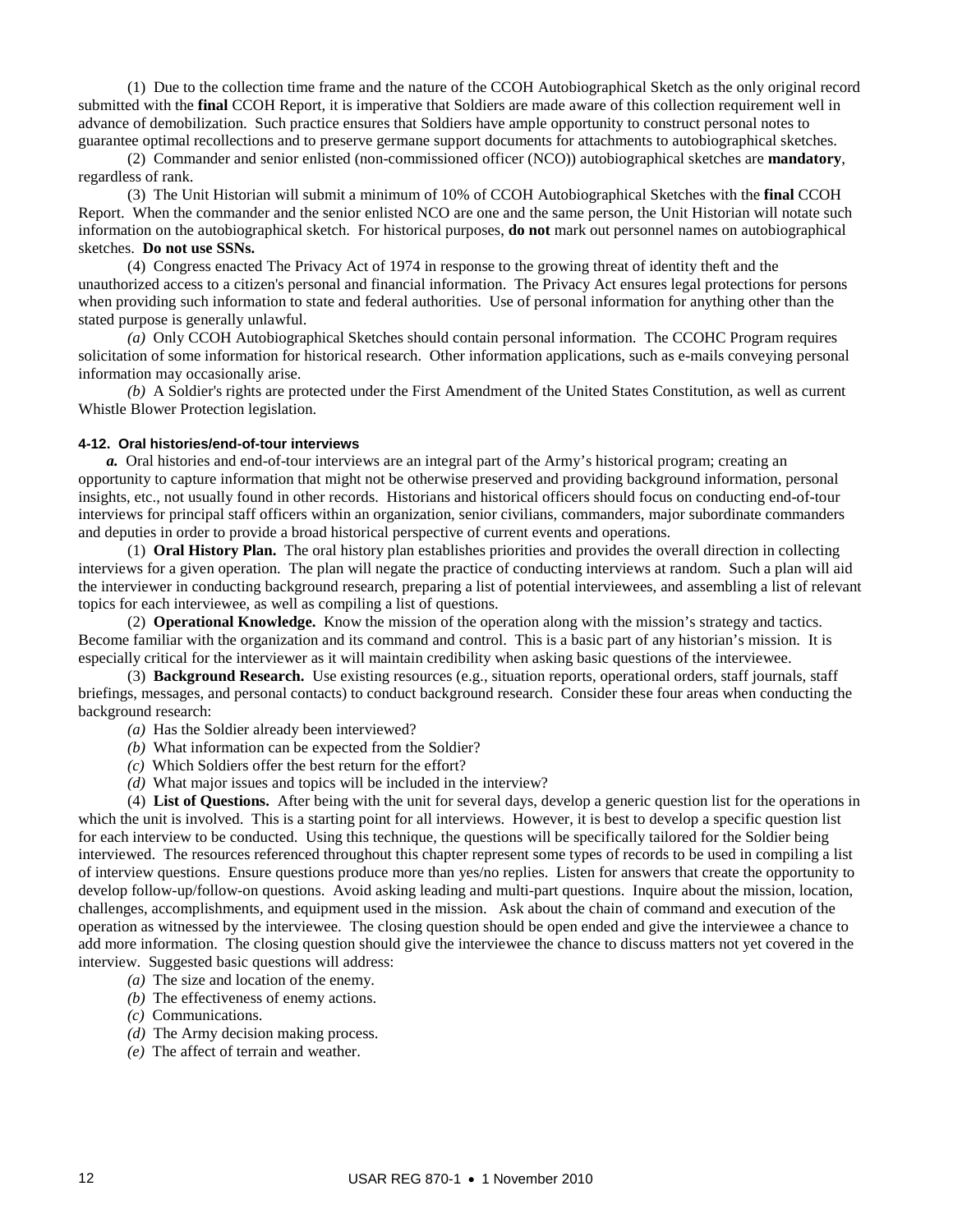(1) Due to the collection time frame and the nature of the CCOH Autobiographical Sketch as the only original record submitted with the **final** CCOH Report, it is imperative that Soldiers are made aware of this collection requirement well in advance of demobilization. Such practice ensures that Soldiers have ample opportunity to construct personal notes to guarantee optimal recollections and to preserve germane support documents for attachments to autobiographical sketches.

(2) Commander and senior enlisted (non-commissioned officer (NCO)) autobiographical sketches are **mandatory**, regardless of rank.

(3) The Unit Historian will submit a minimum of 10% of CCOH Autobiographical Sketches with the **final** CCOH Report. When the commander and the senior enlisted NCO are one and the same person, the Unit Historian will notate such information on the autobiographical sketch. For historical purposes, **do not** mark out personnel names on autobiographical sketches. **Do not use SSNs.**

(4) Congress enacted The Privacy Act of 1974 in response to the growing threat of identity theft and the unauthorized access to a citizen's personal and financial information. The Privacy Act ensures legal protections for persons when providing such information to state and federal authorities. Use of personal information for anything other than the stated purpose is generally unlawful.

*(a)* Only CCOH Autobiographical Sketches should contain personal information. The CCOHC Program requires solicitation of some information for historical research. Other information applications, such as e-mails conveying personal information may occasionally arise.

*(b)* A Soldier's rights are protected under the First Amendment of the United States Constitution, as well as current Whistle Blower Protection legislation.

#### 4-12. Oral histories/end-of-tour interviews

***a.*** Oral histories and end-of-tour interviews are an integral part of the Army's historical program; creating an opportunity to capture information that might not be otherwise preserved and providing background information, personal insights, etc., not usually found in other records. Historians and historical officers should focus on conducting end-of-tour interviews for principal staff officers within an organization, senior civilians, commanders, major subordinate commanders and deputies in order to provide a broad historical perspective of current events and operations.

(1) **Oral History Plan.** The oral history plan establishes priorities and provides the overall direction in collecting interviews for a given operation. The plan will negate the practice of conducting interviews at random. Such a plan will aid the interviewer in conducting background research, preparing a list of potential interviewees, and assembling a list of relevant topics for each interviewee, as well as compiling a list of questions.

(2) **Operational Knowledge.** Know the mission of the operation along with the mission's strategy and tactics. Become familiar with the organization and its command and control. This is a basic part of any historian's mission. It is especially critical for the interviewer as it will maintain credibility when asking basic questions of the interviewee.

(3) **Background Research.** Use existing resources (e.g., situation reports, operational orders, staff journals, staff briefings, messages, and personal contacts) to conduct background research. Consider these four areas when conducting the background research:

*(a)* Has the Soldier already been interviewed?

*(b)* What information can be expected from the Soldier?

*(c)* Which Soldiers offer the best return for the effort?

*(d)* What major issues and topics will be included in the interview?

(4) **List of Questions.** After being with the unit for several days, develop a generic question list for the operations in which the unit is involved. This is a starting point for all interviews. However, it is best to develop a specific question list for each interview to be conducted. Using this technique, the questions will be specifically tailored for the Soldier being interviewed. The resources referenced throughout this chapter represent some types of records to be used in compiling a list of interview questions. Ensure questions produce more than yes/no replies. Listen for answers that create the opportunity to develop follow-up/follow-on questions. Avoid asking leading and multi-part questions. Inquire about the mission, location, challenges, accomplishments, and equipment used in the mission. Ask about the chain of command and execution of the operation as witnessed by the interviewee. The closing question should be open ended and give the interviewee a chance to add more information. The closing question should give the interviewee the chance to discuss matters not yet covered in the interview. Suggested basic questions will address:

*(a)* The size and location of the enemy.

*(b)* The effectiveness of enemy actions.

*(c)* Communications.

*(d)* The Army decision making process.

*(e)* The affect of terrain and weather.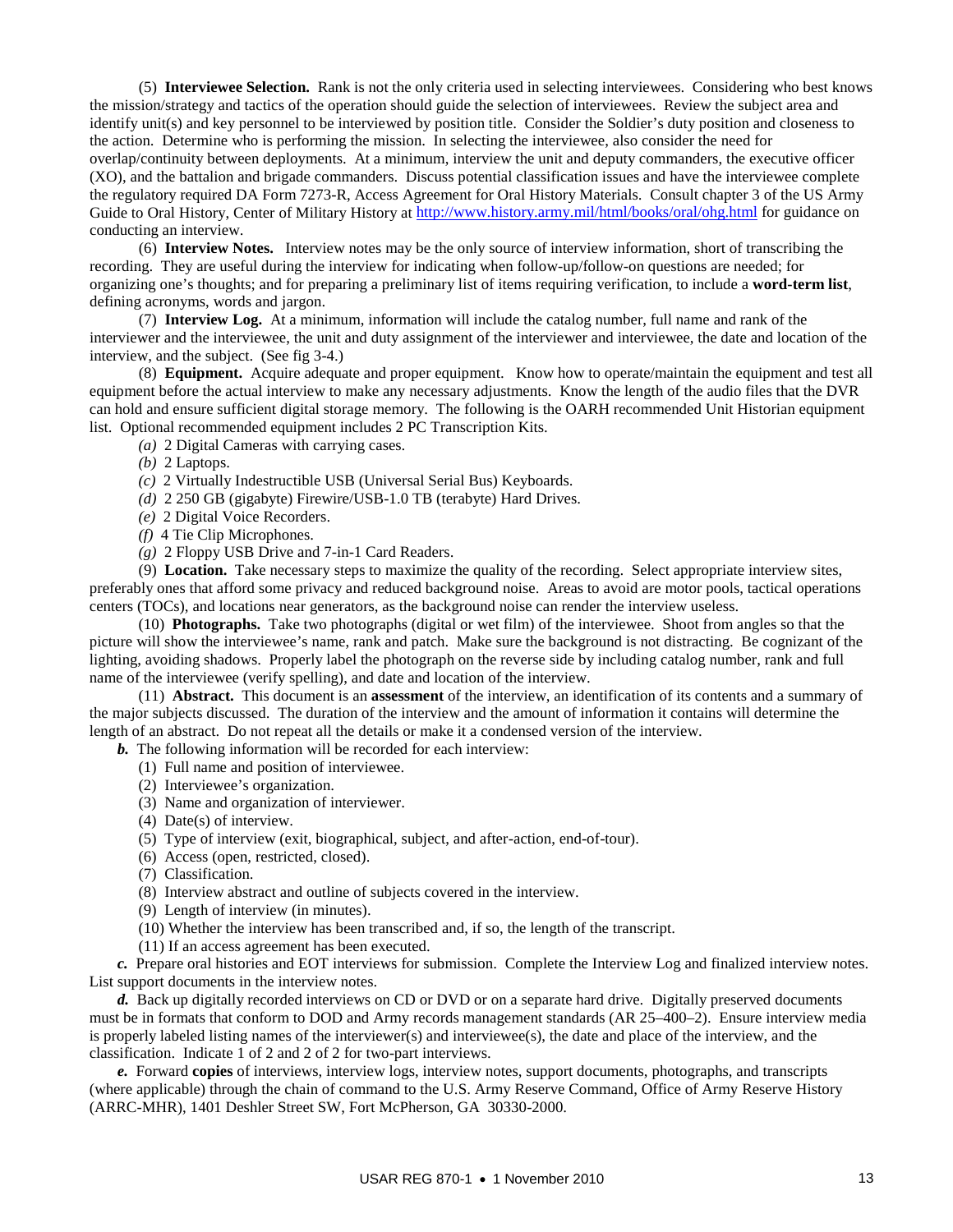(5) **Interviewee Selection.** Rank is not the only criteria used in selecting interviewees. Considering who best knows the mission/strategy and tactics of the operation should guide the selection of interviewees. Review the subject area and identify unit(s) and key personnel to be interviewed by position title. Consider the Soldier's duty position and closeness to the action. Determine who is performing the mission. In selecting the interviewee, also consider the need for overlap/continuity between deployments. At a minimum, interview the unit and deputy commanders, the executive officer (XO), and the battalion and brigade commanders. Discuss potential classification issues and have the interviewee complete the regulatory required DA Form 7273-R, Access Agreement for Oral History Materials. Consult chapter 3 of the US Army Guide to Oral History, Center of Military History at http://www.history.army.mil/html/books/oral/ohg.html for guidance on conducting an interview.

(6) **Interview Notes.** Interview notes may be the only source of interview information, short of transcribing the recording. They are useful during the interview for indicating when follow-up/follow-on questions are needed; for organizing one's thoughts; and for preparing a preliminary list of items requiring verification, to include a **word-term list**, defining acronyms, words and jargon.

(7) **Interview Log.** At a minimum, information will include the catalog number, full name and rank of the interviewer and the interviewee, the unit and duty assignment of the interviewer and interviewee, the date and location of the interview, and the subject. (See fig 3-4.)

(8) **Equipment.** Acquire adequate and proper equipment. Know how to operate/maintain the equipment and test all equipment before the actual interview to make any necessary adjustments. Know the length of the audio files that the DVR can hold and ensure sufficient digital storage memory. The following is the OARH recommended Unit Historian equipment list. Optional recommended equipment includes 2 PC Transcription Kits.

*(a)* 2 Digital Cameras with carrying cases.

*(b)* 2 Laptops.

*(c)* 2 Virtually Indestructible USB (Universal Serial Bus) Keyboards.

*(d)* 2 250 GB (gigabyte) Firewire/USB-1.0 TB (terabyte) Hard Drives.

*(e)* 2 Digital Voice Recorders.

*(f)* 4 Tie Clip Microphones.

*(g)* 2 Floppy USB Drive and 7-in-1 Card Readers.

(9) **Location.** Take necessary steps to maximize the quality of the recording. Select appropriate interview sites, preferably ones that afford some privacy and reduced background noise. Areas to avoid are motor pools, tactical operations centers (TOCs), and locations near generators, as the background noise can render the interview useless.

(10) **Photographs.** Take two photographs (digital or wet film) of the interviewee. Shoot from angles so that the picture will show the interviewee's name, rank and patch. Make sure the background is not distracting. Be cognizant of the lighting, avoiding shadows. Properly label the photograph on the reverse side by including catalog number, rank and full name of the interviewee (verify spelling), and date and location of the interview.

(11) **Abstract.** This document is an **assessment** of the interview, an identification of its contents and a summary of the major subjects discussed. The duration of the interview and the amount of information it contains will determine the length of an abstract. Do not repeat all the details or make it a condensed version of the interview.

***b.*** The following information will be recorded for each interview:

(1) Full name and position of interviewee.

(2) Interviewee's organization.

(3) Name and organization of interviewer.

(4) Date(s) of interview.

(5) Type of interview (exit, biographical, subject, and after-action, end-of-tour).

(6) Access (open, restricted, closed).

(7) Classification.

(8) Interview abstract and outline of subjects covered in the interview.

(9) Length of interview (in minutes).

(10) Whether the interview has been transcribed and, if so, the length of the transcript.

(11) If an access agreement has been executed.

***c.*** Prepare oral histories and EOT interviews for submission. Complete the Interview Log and finalized interview notes. List support documents in the interview notes.

***d.*** Back up digitally recorded interviews on CD or DVD or on a separate hard drive. Digitally preserved documents must be in formats that conform to DOD and Army records management standards (AR 25–400–2). Ensure interview media is properly labeled listing names of the interviewer(s) and interviewee(s), the date and place of the interview, and the classification. Indicate 1 of 2 and 2 of 2 for two-part interviews.

***e.*** Forward **copies** of interviews, interview logs, interview notes, support documents, photographs, and transcripts (where applicable) through the chain of command to the U.S. Army Reserve Command, Office of Army Reserve History (ARRC-MHR), 1401 Deshler Street SW, Fort McPherson, GA 30330-2000.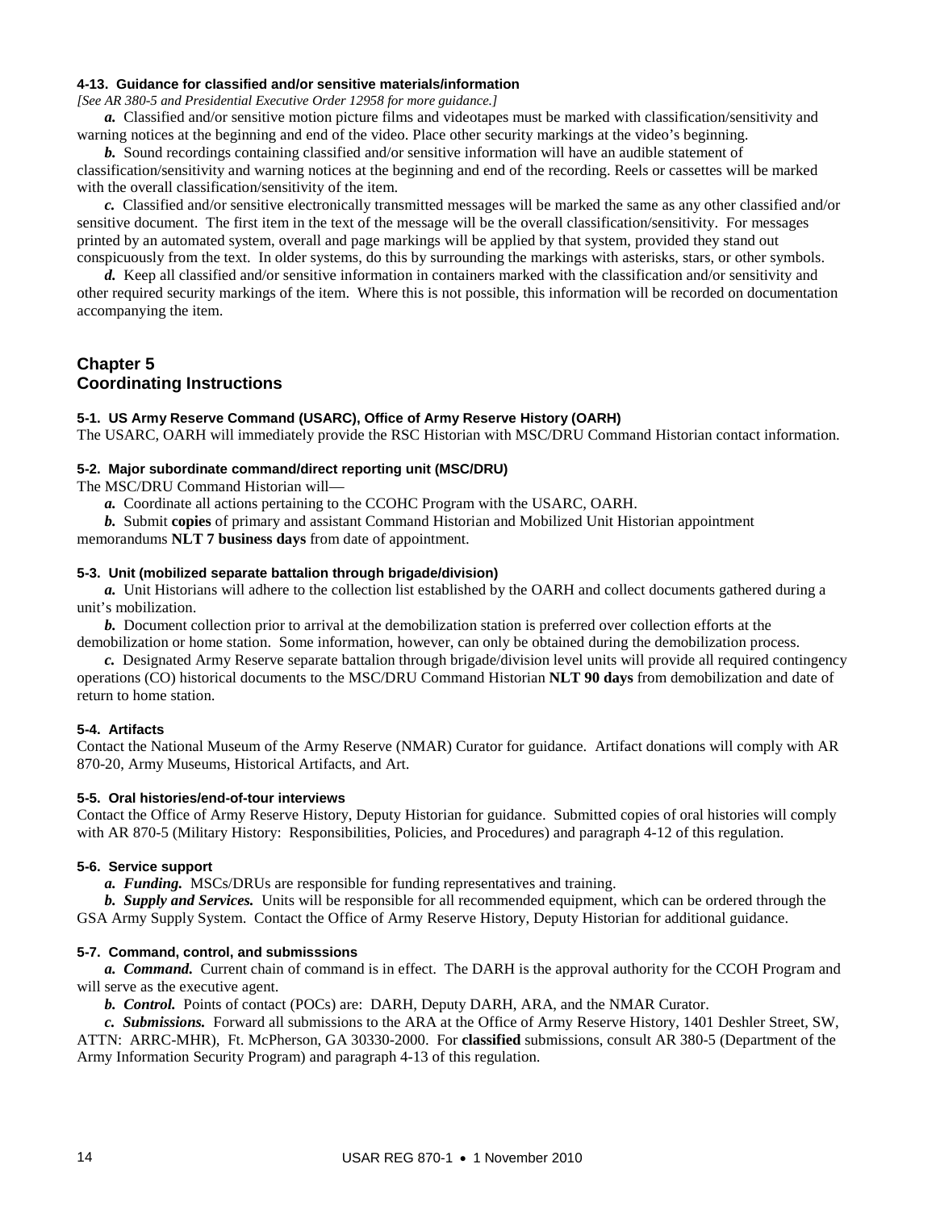#### 4-13. Guidance for classified and/or sensitive materials/information

*[See AR 380-5 and Presidential Executive Order 12958 for more guidance.]*

***a.*** Classified and/or sensitive motion picture films and videotapes must be marked with classification/sensitivity and warning notices at the beginning and end of the video. Place other security markings at the video's beginning.

***b.*** Sound recordings containing classified and/or sensitive information will have an audible statement of classification/sensitivity and warning notices at the beginning and end of the recording. Reels or cassettes will be marked with the overall classification/sensitivity of the item.

***c.*** Classified and/or sensitive electronically transmitted messages will be marked the same as any other classified and/or sensitive document. The first item in the text of the message will be the overall classification/sensitivity. For messages printed by an automated system, overall and page markings will be applied by that system, provided they stand out conspicuously from the text. In older systems, do this by surrounding the markings with asterisks, stars, or other symbols.

***d.*** Keep all classified and/or sensitive information in containers marked with the classification and/or sensitivity and other required security markings of the item. Where this is not possible, this information will be recorded on documentation accompanying the item.

## Chapter 5
## Coordinating Instructions

#### 5-1. US Army Reserve Command (USARC), Office of Army Reserve History (OARH)

The USARC, OARH will immediately provide the RSC Historian with MSC/DRU Command Historian contact information.

#### 5-2. Major subordinate command/direct reporting unit (MSC/DRU)

The MSC/DRU Command Historian will—

***a.*** Coordinate all actions pertaining to the CCOHC Program with the USARC, OARH.

***b.*** Submit **copies** of primary and assistant Command Historian and Mobilized Unit Historian appointment memorandums **NLT 7 business days** from date of appointment.

#### 5-3. Unit (mobilized separate battalion through brigade/division)

***a.*** Unit Historians will adhere to the collection list established by the OARH and collect documents gathered during a unit's mobilization.

***b.*** Document collection prior to arrival at the demobilization station is preferred over collection efforts at the demobilization or home station. Some information, however, can only be obtained during the demobilization process.

***c.*** Designated Army Reserve separate battalion through brigade/division level units will provide all required contingency operations (CO) historical documents to the MSC/DRU Command Historian **NLT 90 days** from demobilization and date of return to home station.

#### 5-4. Artifacts

Contact the National Museum of the Army Reserve (NMAR) Curator for guidance. Artifact donations will comply with AR 870-20, Army Museums, Historical Artifacts, and Art.

#### 5-5. Oral histories/end-of-tour interviews

Contact the Office of Army Reserve History, Deputy Historian for guidance. Submitted copies of oral histories will comply with AR 870-5 (Military History: Responsibilities, Policies, and Procedures) and paragraph 4-12 of this regulation.

#### 5-6. Service support

***a. Funding.*** MSCs/DRUs are responsible for funding representatives and training.

***b. Supply and Services.*** Units will be responsible for all recommended equipment, which can be ordered through the GSA Army Supply System. Contact the Office of Army Reserve History, Deputy Historian for additional guidance.

#### 5-7. Command, control, and submisssions

***a. Command.*** Current chain of command is in effect. The DARH is the approval authority for the CCOH Program and will serve as the executive agent.

***b. Control.*** Points of contact (POCs) are: DARH, Deputy DARH, ARA, and the NMAR Curator.

***c. Submissions.*** Forward all submissions to the ARA at the Office of Army Reserve History, 1401 Deshler Street, SW, ATTN: ARRC-MHR), Ft. McPherson, GA 30330-2000. For **classified** submissions, consult AR 380-5 (Department of the Army Information Security Program) and paragraph 4-13 of this regulation.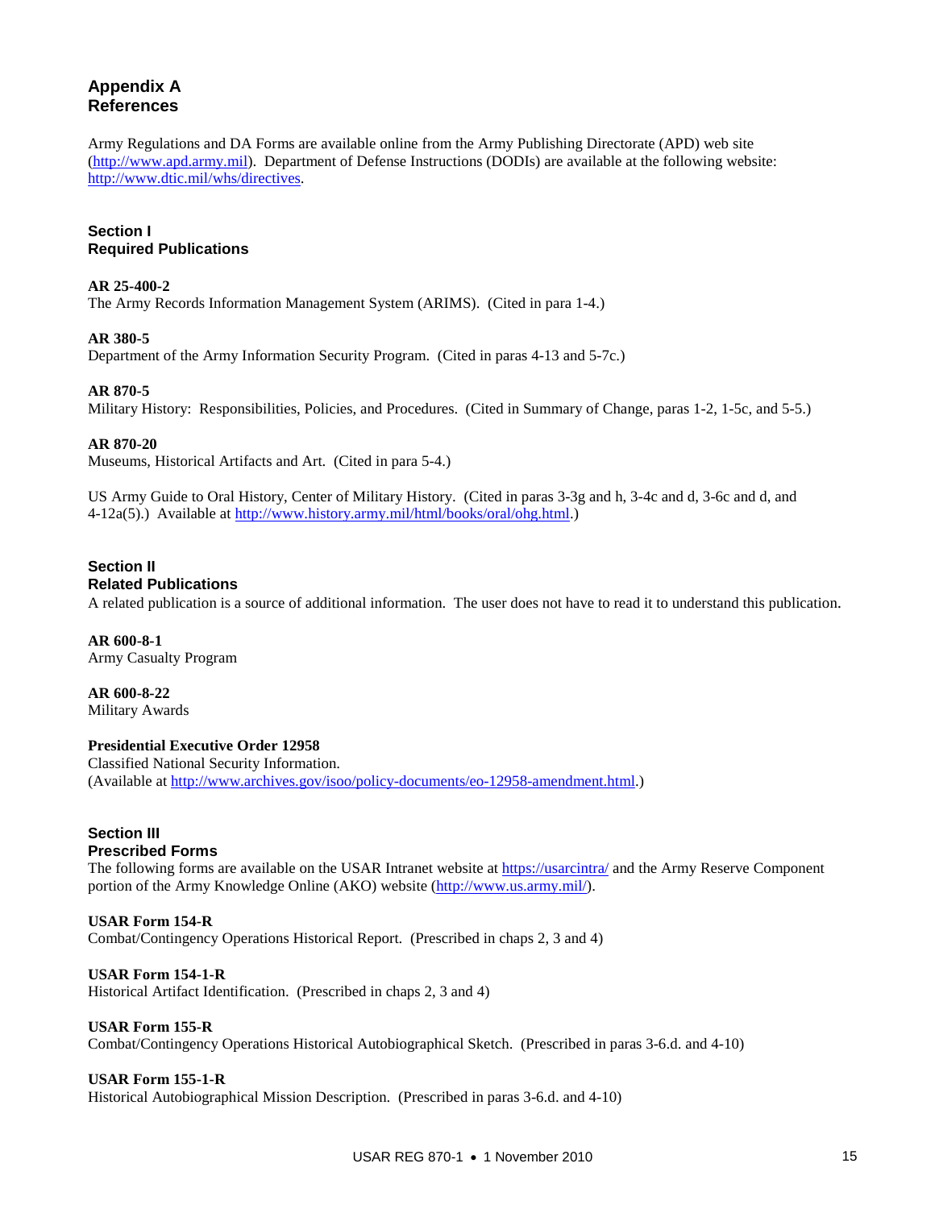## Appendix A
## References

Army Regulations and DA Forms are available online from the Army Publishing Directorate (APD) web site (http://www.apd.army.mil). Department of Defense Instructions (DODIs) are available at the following website: http://www.dtic.mil/whs/directives.

### Section I
### Required Publications

**AR 25-400-2**
The Army Records Information Management System (ARIMS). (Cited in para 1-4.)

**AR 380-5**
Department of the Army Information Security Program. (Cited in paras 4-13 and 5-7c.)

**AR 870-5**
Military History: Responsibilities, Policies, and Procedures. (Cited in Summary of Change, paras 1-2, 1-5c, and 5-5.)

**AR 870-20**
Museums, Historical Artifacts and Art. (Cited in para 5-4.)

US Army Guide to Oral History, Center of Military History. (Cited in paras 3-3g and h, 3-4c and d, 3-6c and d, and 4-12a(5).) Available at http://www.history.army.mil/html/books/oral/ohg.html.)

### Section II
### Related Publications

A related publication is a source of additional information. The user does not have to read it to understand this publication.

**AR 600-8-1**
Army Casualty Program

**AR 600-8-22**
Military Awards

**Presidential Executive Order 12958**
Classified National Security Information.
(Available at http://www.archives.gov/isoo/policy-documents/eo-12958-amendment.html.)

### Section III
### Prescribed Forms

The following forms are available on the USAR Intranet website at https://usarcintra/ and the Army Reserve Component portion of the Army Knowledge Online (AKO) website (http://www.us.army.mil/).

**USAR Form 154-R**
Combat/Contingency Operations Historical Report. (Prescribed in chaps 2, 3 and 4)

**USAR Form 154-1-R**
Historical Artifact Identification. (Prescribed in chaps 2, 3 and 4)

**USAR Form 155-R**
Combat/Contingency Operations Historical Autobiographical Sketch. (Prescribed in paras 3-6.d. and 4-10)

**USAR Form 155-1-R**
Historical Autobiographical Mission Description. (Prescribed in paras 3-6.d. and 4-10)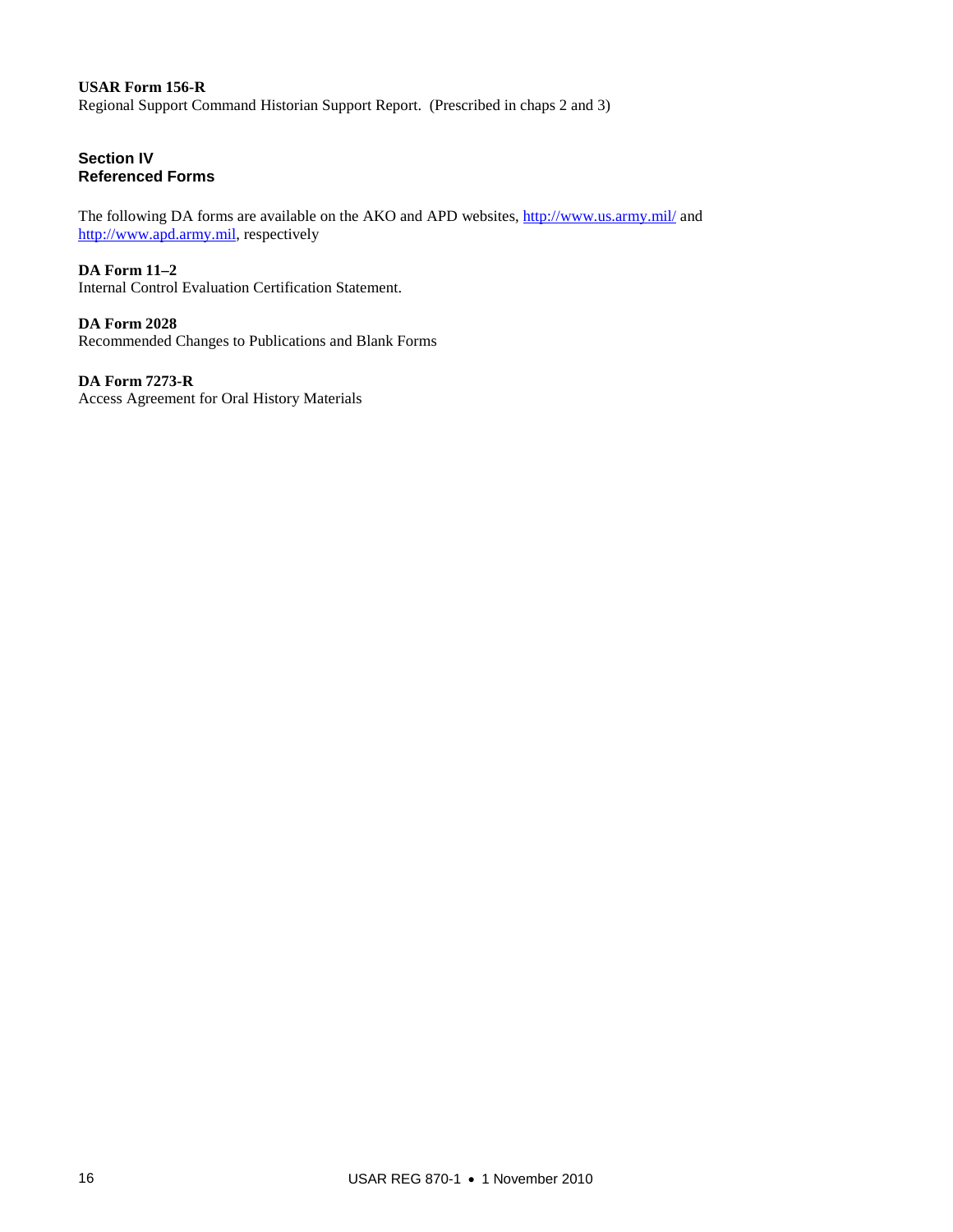**USAR Form 156-R**
Regional Support Command Historian Support Report. (Prescribed in chaps 2 and 3)

## Section IV
## Referenced Forms

The following DA forms are available on the AKO and APD websites, http://www.us.army.mil/ and http://www.apd.army.mil, respectively

**DA Form 11–2**
Internal Control Evaluation Certification Statement.

**DA Form 2028**
Recommended Changes to Publications and Blank Forms

**DA Form 7273-R**
Access Agreement for Oral History Materials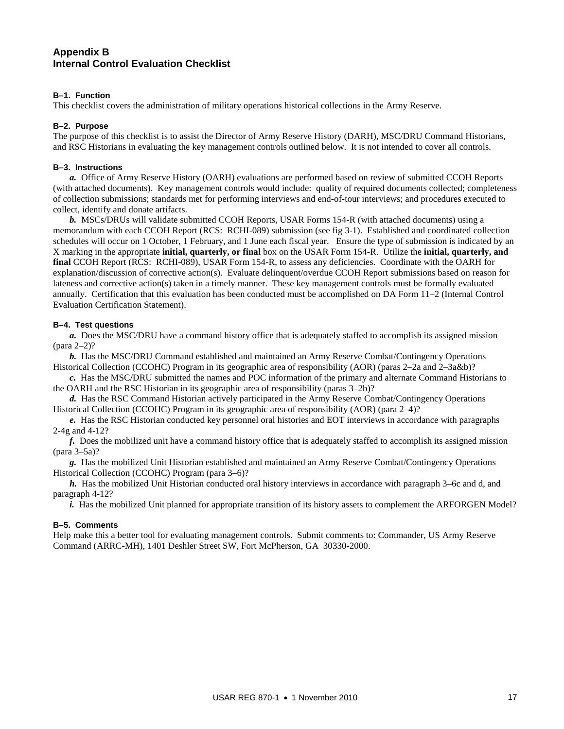# Appendix B
# Internal Control Evaluation Checklist

### B–1. Function

This checklist covers the administration of military operations historical collections in the Army Reserve.

### B–2. Purpose

The purpose of this checklist is to assist the Director of Army Reserve History (DARH), MSC/DRU Command Historians, and RSC Historians in evaluating the key management controls outlined below. It is not intended to cover all controls.

### B–3. Instructions

***a.*** Office of Army Reserve History (OARH) evaluations are performed based on review of submitted CCOH Reports (with attached documents). Key management controls would include: quality of required documents collected; completeness of collection submissions; standards met for performing interviews and end-of-tour interviews; and procedures executed to collect, identify and donate artifacts.

***b.*** MSCs/DRUs will validate submitted CCOH Reports, USAR Forms 154-R (with attached documents) using a memorandum with each CCOH Report (RCS: RCHI-089) submission (see fig 3-1). Established and coordinated collection schedules will occur on 1 October, 1 February, and 1 June each fiscal year. Ensure the type of submission is indicated by an X marking in the appropriate **initial, quarterly, or final** box on the USAR Form 154-R. Utilize the **initial, quarterly, and final** CCOH Report (RCS: RCHI-089), USAR Form 154-R, to assess any deficiencies. Coordinate with the OARH for explanation/discussion of corrective action(s). Evaluate delinquent/overdue CCOH Report submissions based on reason for lateness and corrective action(s) taken in a timely manner. These key management controls must be formally evaluated annually. Certification that this evaluation has been conducted must be accomplished on DA Form 11–2 (Internal Control Evaluation Certification Statement).

### B–4. Test questions

***a.*** Does the MSC/DRU have a command history office that is adequately staffed to accomplish its assigned mission (para 2–2)?

***b.*** Has the MSC/DRU Command established and maintained an Army Reserve Combat/Contingency Operations Historical Collection (CCOHC) Program in its geographic area of responsibility (AOR) (paras 2–2a and 2–3a&b)?

***c.*** Has the MSC/DRU submitted the names and POC information of the primary and alternate Command Historians to the OARH and the RSC Historian in its geographic area of responsibility (paras 3–2b)?

***d.*** Has the RSC Command Historian actively participated in the Army Reserve Combat/Contingency Operations Historical Collection (CCOHC) Program in its geographic area of responsibility (AOR) (para 2–4)?

***e.*** Has the RSC Historian conducted key personnel oral histories and EOT interviews in accordance with paragraphs 2-4g and 4-12?

***f.*** Does the mobilized unit have a command history office that is adequately staffed to accomplish its assigned mission (para 3–5a)?

***g.*** Has the mobilized Unit Historian established and maintained an Army Reserve Combat/Contingency Operations Historical Collection (CCOHC) Program (para 3–6)?

***h.*** Has the mobilized Unit Historian conducted oral history interviews in accordance with paragraph 3–6c and d, and paragraph 4-12?

***i.*** Has the mobilized Unit planned for appropriate transition of its history assets to complement the ARFORGEN Model?

### B–5. Comments

Help make this a better tool for evaluating management controls. Submit comments to: Commander, US Army Reserve Command (ARRC-MH), 1401 Deshler Street SW, Fort McPherson, GA 30330-2000.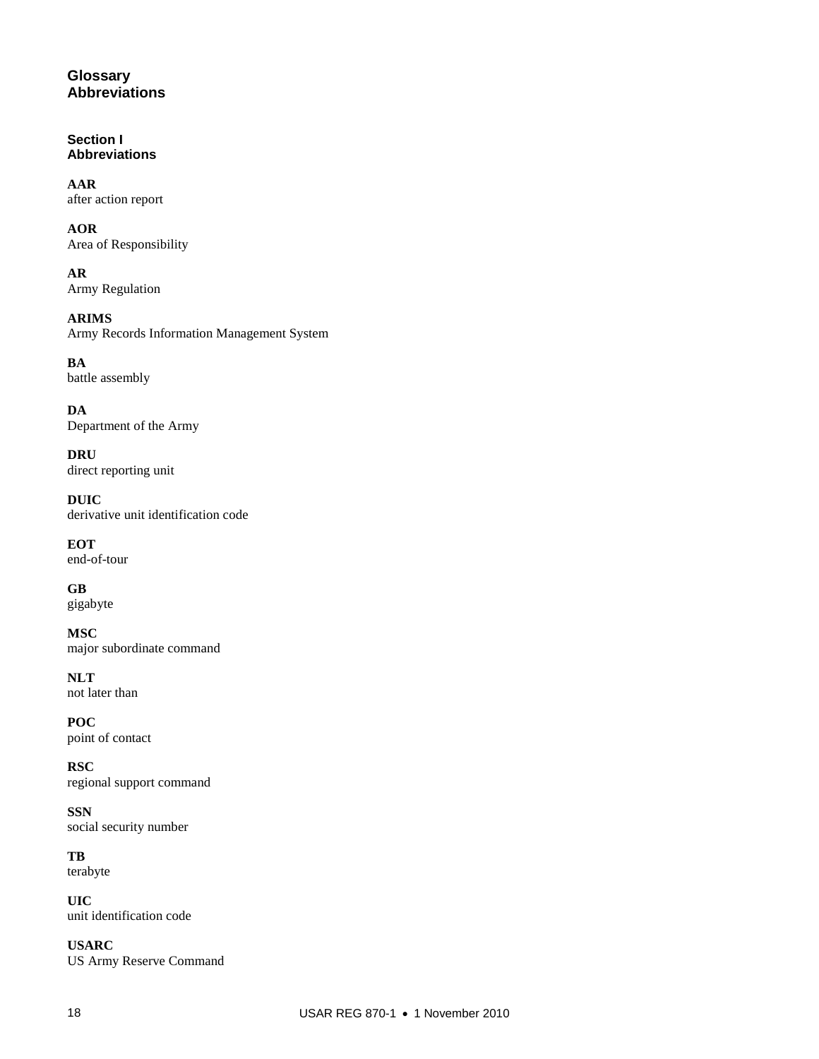# Glossary
# Abbreviations

## Section I
## Abbreviations

**AAR**
after action report

**AOR**
Area of Responsibility

**AR**
Army Regulation

**ARIMS**
Army Records Information Management System

**BA**
battle assembly

**DA**
Department of the Army

**DRU**
direct reporting unit

**DUIC**
derivative unit identification code

**EOT**
end-of-tour

**GB**
gigabyte

**MSC**
major subordinate command

**NLT**
not later than

**POC**
point of contact

**RSC**
regional support command

**SSN**
social security number

**TB**
terabyte

**UIC**
unit identification code

**USARC**
US Army Reserve Command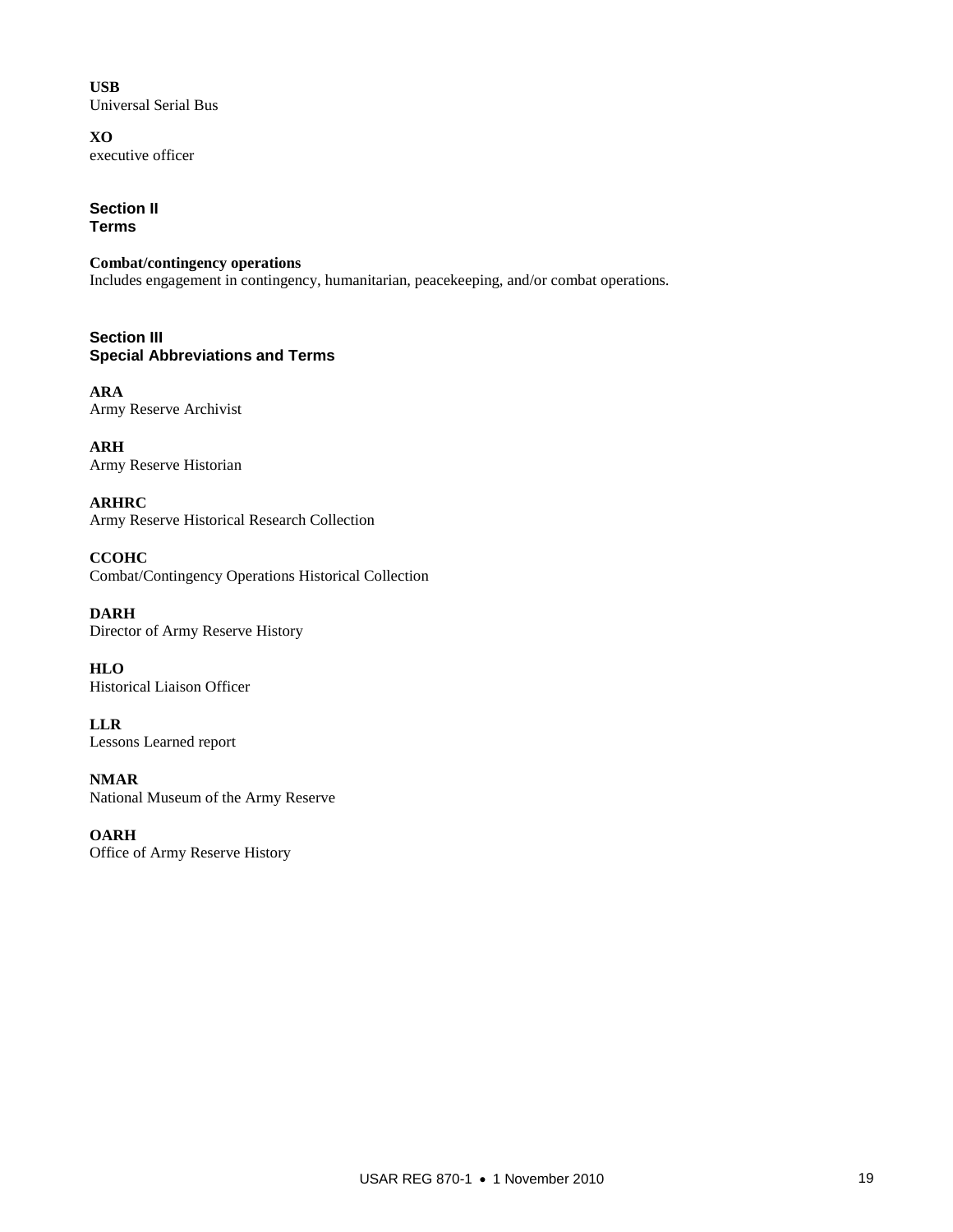**USB**
Universal Serial Bus

**XO**
executive officer

## Section II
## Terms

**Combat/contingency operations**
Includes engagement in contingency, humanitarian, peacekeeping, and/or combat operations.

## Section III
## Special Abbreviations and Terms

**ARA**
Army Reserve Archivist

**ARH**
Army Reserve Historian

**ARHRC**
Army Reserve Historical Research Collection

**CCOHC**
Combat/Contingency Operations Historical Collection

**DARH**
Director of Army Reserve History

**HLO**
Historical Liaison Officer

**LLR**
Lessons Learned report

**NMAR**
National Museum of the Army Reserve

**OARH**
Office of Army Reserve History